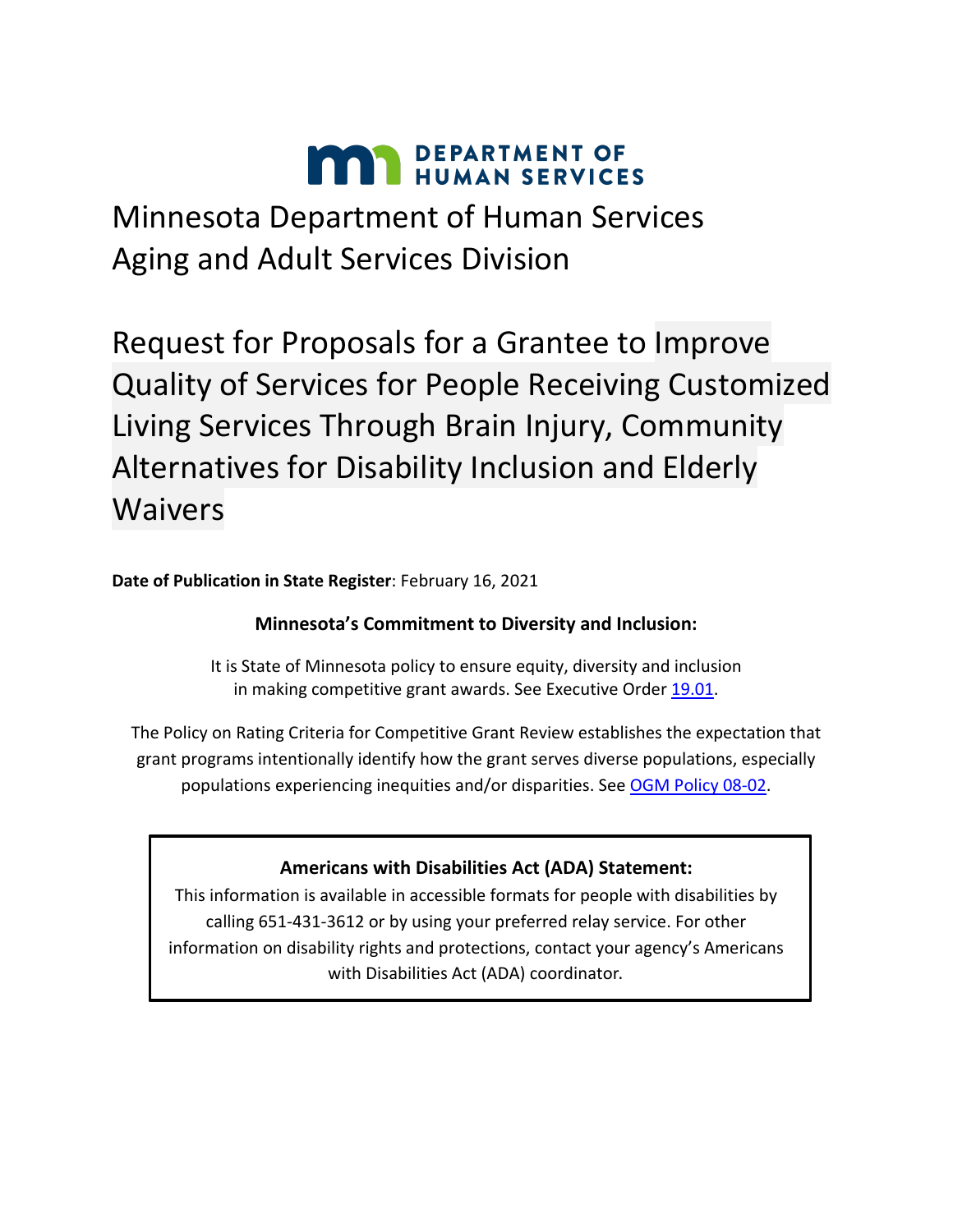# Minnesota Department of Human Services
# Aging and Adult Services Division

# Request for Proposals for a Grantee to Improve Quality of Services for People Receiving Customized Living Services Through Brain Injury, Community Alternatives for Disability Inclusion and Elderly Waivers

**Date of Publication in State Register**: February 16, 2021

**Minnesota's Commitment to Diversity and Inclusion:**

It is State of Minnesota policy to ensure equity, diversity and inclusion in making competitive grant awards. See Executive Order 19.01.

The Policy on Rating Criteria for Competitive Grant Review establishes the expectation that grant programs intentionally identify how the grant serves diverse populations, especially populations experiencing inequities and/or disparities. See OGM Policy 08-02.

**Americans with Disabilities Act (ADA) Statement:**

This information is available in accessible formats for people with disabilities by calling 651-431-3612 or by using your preferred relay service. For other information on disability rights and protections, contact your agency's Americans with Disabilities Act (ADA) coordinator.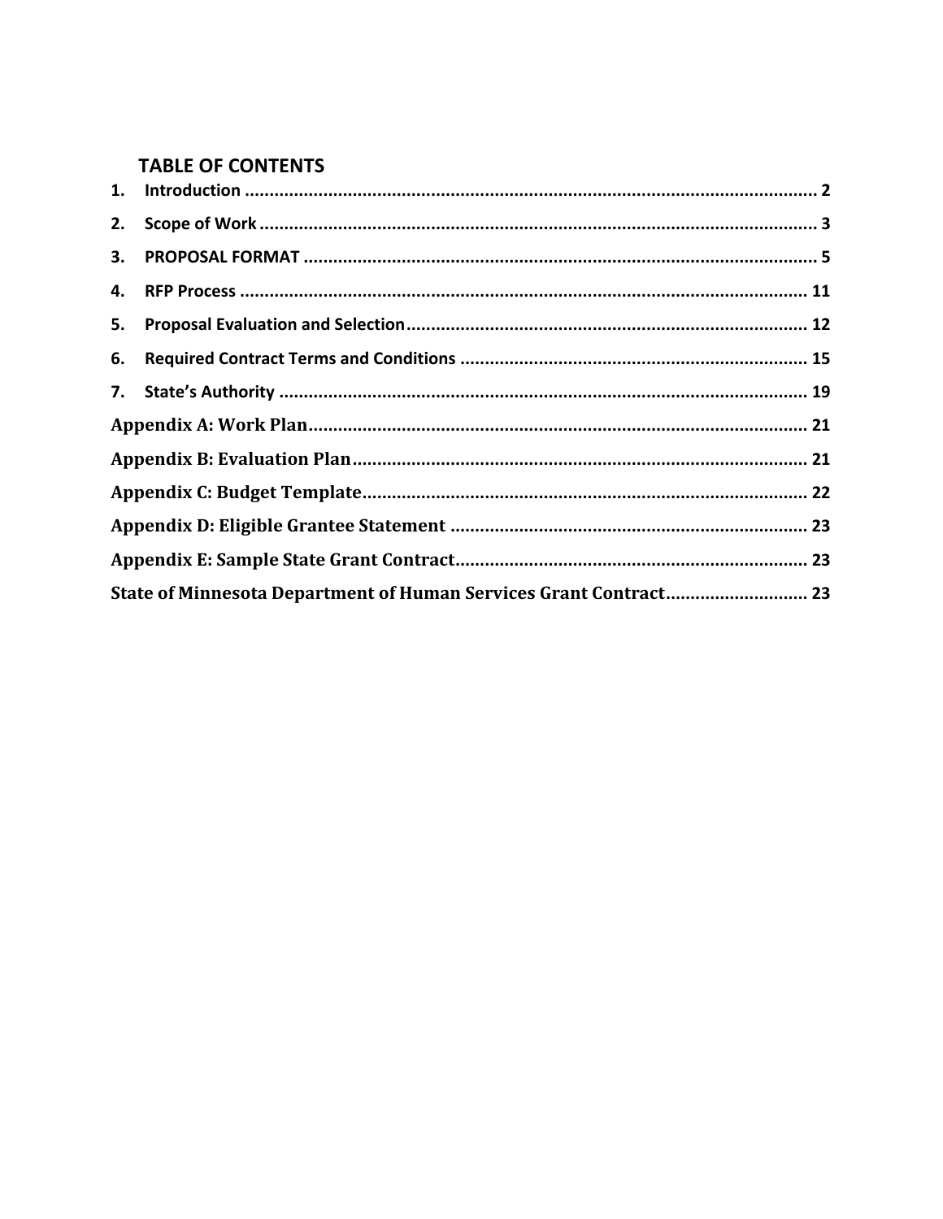## TABLE OF CONTENTS

1. Introduction ..................................................................................................................... 2
2. Scope of Work ..................................................................................................................... 3
3. PROPOSAL FORMAT ......................................................................................................... 5
4. RFP Process ..................................................................................................................... 11
5. Proposal Evaluation and Selection .................................................................................... 12
6. Required Contract Terms and Conditions ......................................................................... 15
7. State's Authority ............................................................................................................... 19

Appendix A: Work Plan ......................................................................................................... 21

Appendix B: Evaluation Plan ................................................................................................. 21

Appendix C: Budget Template ............................................................................................... 22

Appendix D: Eligible Grantee Statement .............................................................................. 23

Appendix E: Sample State Grant Contract ............................................................................. 23

State of Minnesota Department of Human Services Grant Contract ..................................... 23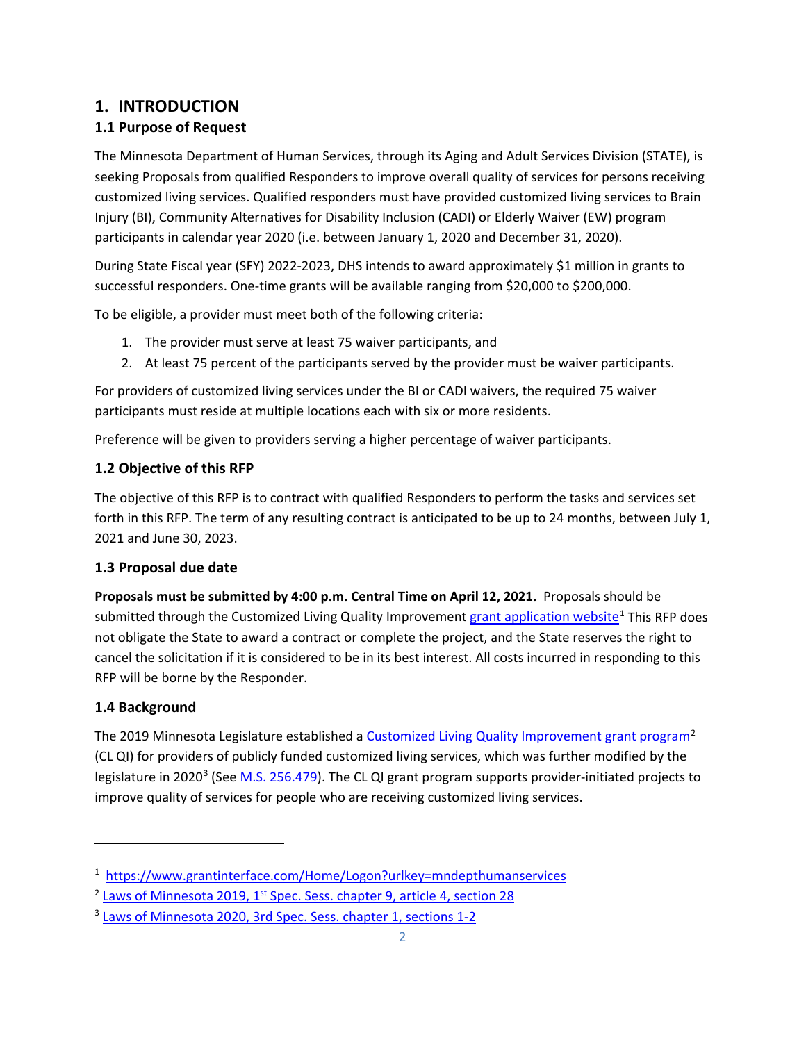# 1. INTRODUCTION

## 1.1 Purpose of Request

The Minnesota Department of Human Services, through its Aging and Adult Services Division (STATE), is seeking Proposals from qualified Responders to improve overall quality of services for persons receiving customized living services. Qualified responders must have provided customized living services to Brain Injury (BI), Community Alternatives for Disability Inclusion (CADI) or Elderly Waiver (EW) program participants in calendar year 2020 (i.e. between January 1, 2020 and December 31, 2020).

During State Fiscal year (SFY) 2022-2023, DHS intends to award approximately $1 million in grants to successful responders. One-time grants will be available ranging from $20,000 to $200,000.

To be eligible, a provider must meet both of the following criteria:

1. The provider must serve at least 75 waiver participants, and
2. At least 75 percent of the participants served by the provider must be waiver participants.

For providers of customized living services under the BI or CADI waivers, the required 75 waiver participants must reside at multiple locations each with six or more residents.

Preference will be given to providers serving a higher percentage of waiver participants.

## 1.2 Objective of this RFP

The objective of this RFP is to contract with qualified Responders to perform the tasks and services set forth in this RFP. The term of any resulting contract is anticipated to be up to 24 months, between July 1, 2021 and June 30, 2023.

## 1.3 Proposal due date

**Proposals must be submitted by 4:00 p.m. Central Time on April 12, 2021.** Proposals should be submitted through the Customized Living Quality Improvement [grant application website][1] This RFP does not obligate the State to award a contract or complete the project, and the State reserves the right to cancel the solicitation if it is considered to be in its best interest. All costs incurred in responding to this RFP will be borne by the Responder.

## 1.4 Background

The 2019 Minnesota Legislature established a [Customized Living Quality Improvement grant program][2] (CL QI) for providers of publicly funded customized living services, which was further modified by the legislature in 2020[3] (See [M.S. 256.479]). The CL QI grant program supports provider-initiated projects to improve quality of services for people who are receiving customized living services.

---

[1] https://www.grantinterface.com/Home/Logon?urlkey=mndepthumanservices

[2] Laws of Minnesota 2019, 1st Spec. Sess. chapter 9, article 4, section 28

[3] Laws of Minnesota 2020, 3rd Spec. Sess. chapter 1, sections 1-2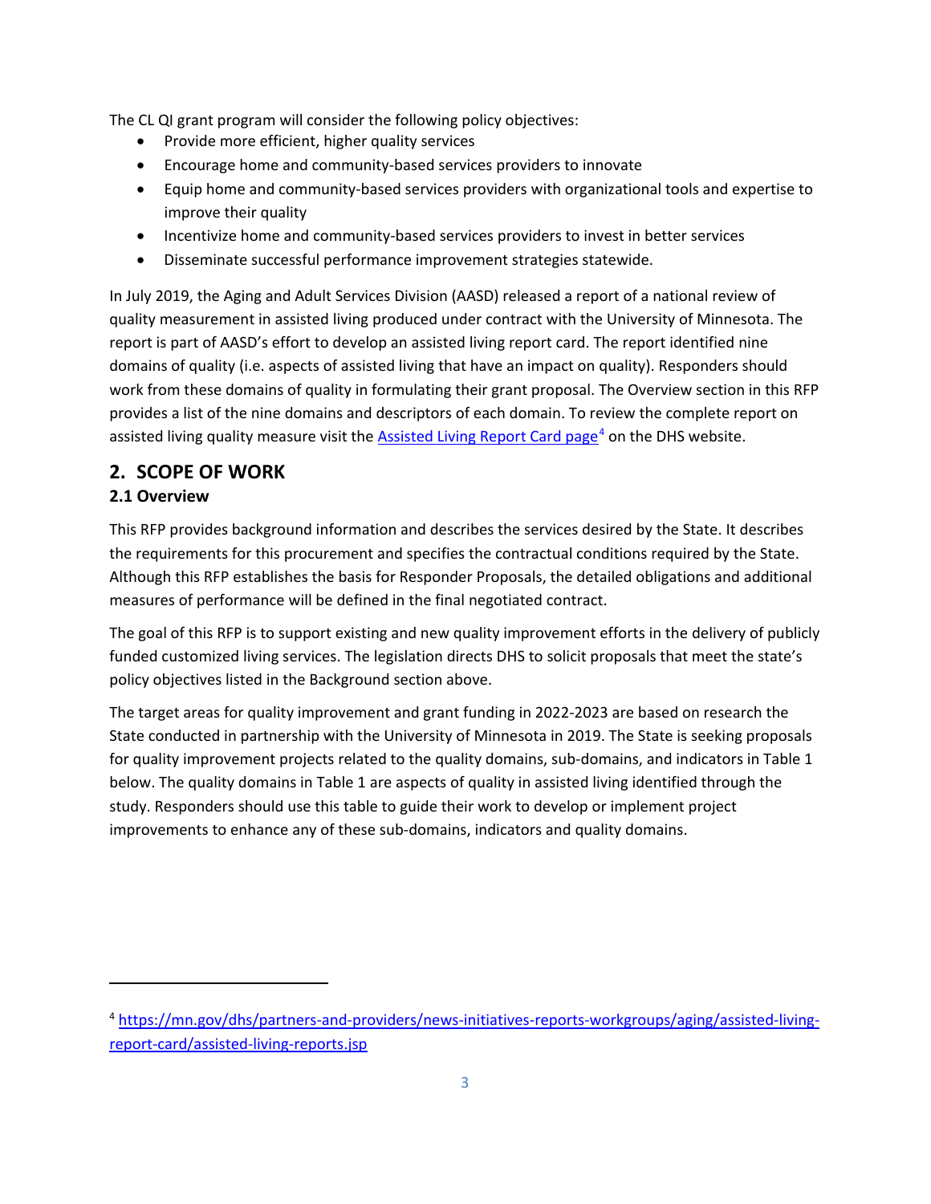The CL QI grant program will consider the following policy objectives:

- Provide more efficient, higher quality services
- Encourage home and community-based services providers to innovate
- Equip home and community-based services providers with organizational tools and expertise to improve their quality
- Incentivize home and community-based services providers to invest in better services
- Disseminate successful performance improvement strategies statewide.

In July 2019, the Aging and Adult Services Division (AASD) released a report of a national review of quality measurement in assisted living produced under contract with the University of Minnesota. The report is part of AASD's effort to develop an assisted living report card. The report identified nine domains of quality (i.e. aspects of assisted living that have an impact on quality). Responders should work from these domains of quality in formulating their grant proposal. The Overview section in this RFP provides a list of the nine domains and descriptors of each domain. To review the complete report on assisted living quality measure visit the Assisted Living Report Card page[4] on the DHS website.

## 2. SCOPE OF WORK

### 2.1 Overview

This RFP provides background information and describes the services desired by the State. It describes the requirements for this procurement and specifies the contractual conditions required by the State. Although this RFP establishes the basis for Responder Proposals, the detailed obligations and additional measures of performance will be defined in the final negotiated contract.

The goal of this RFP is to support existing and new quality improvement efforts in the delivery of publicly funded customized living services. The legislation directs DHS to solicit proposals that meet the state's policy objectives listed in the Background section above.

The target areas for quality improvement and grant funding in 2022-2023 are based on research the State conducted in partnership with the University of Minnesota in 2019. The State is seeking proposals for quality improvement projects related to the quality domains, sub-domains, and indicators in Table 1 below. The quality domains in Table 1 are aspects of quality in assisted living identified through the study. Responders should use this table to guide their work to develop or implement project improvements to enhance any of these sub-domains, indicators and quality domains.

---

[4] https://mn.gov/dhs/partners-and-providers/news-initiatives-reports-workgroups/aging/assisted-living-report-card/assisted-living-reports.jsp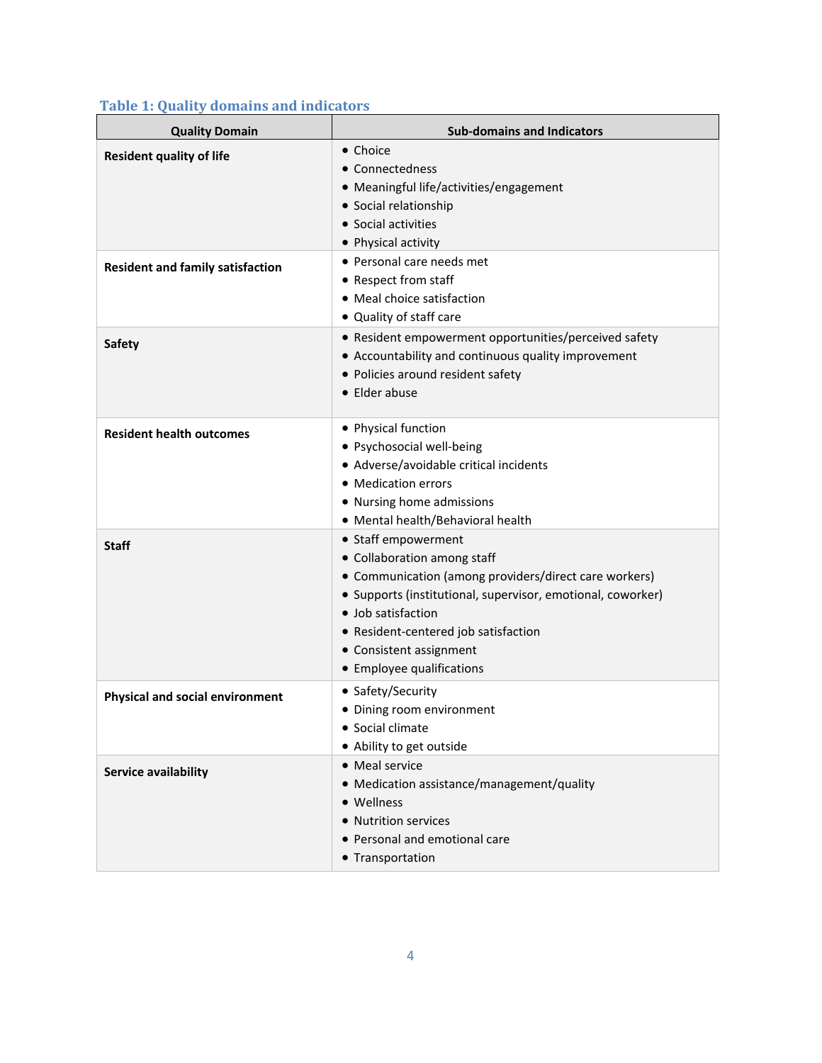**Table 1: Quality domains and indicators**

| Quality Domain | Sub-domains and Indicators |
|---|---|
| **Resident quality of life** | • Choice<br>• Connectedness<br>• Meaningful life/activities/engagement<br>• Social relationship<br>• Social activities<br>• Physical activity |
| **Resident and family satisfaction** | • Personal care needs met<br>• Respect from staff<br>• Meal choice satisfaction<br>• Quality of staff care |
| **Safety** | • Resident empowerment opportunities/perceived safety<br>• Accountability and continuous quality improvement<br>• Policies around resident safety<br>• Elder abuse |
| **Resident health outcomes** | • Physical function<br>• Psychosocial well-being<br>• Adverse/avoidable critical incidents<br>• Medication errors<br>• Nursing home admissions<br>• Mental health/Behavioral health |
| **Staff** | • Staff empowerment<br>• Collaboration among staff<br>• Communication (among providers/direct care workers)<br>• Supports (institutional, supervisor, emotional, coworker)<br>• Job satisfaction<br>• Resident-centered job satisfaction<br>• Consistent assignment<br>• Employee qualifications |
| **Physical and social environment** | • Safety/Security<br>• Dining room environment<br>• Social climate<br>• Ability to get outside |
| **Service availability** | • Meal service<br>• Medication assistance/management/quality<br>• Wellness<br>• Nutrition services<br>• Personal and emotional care<br>• Transportation |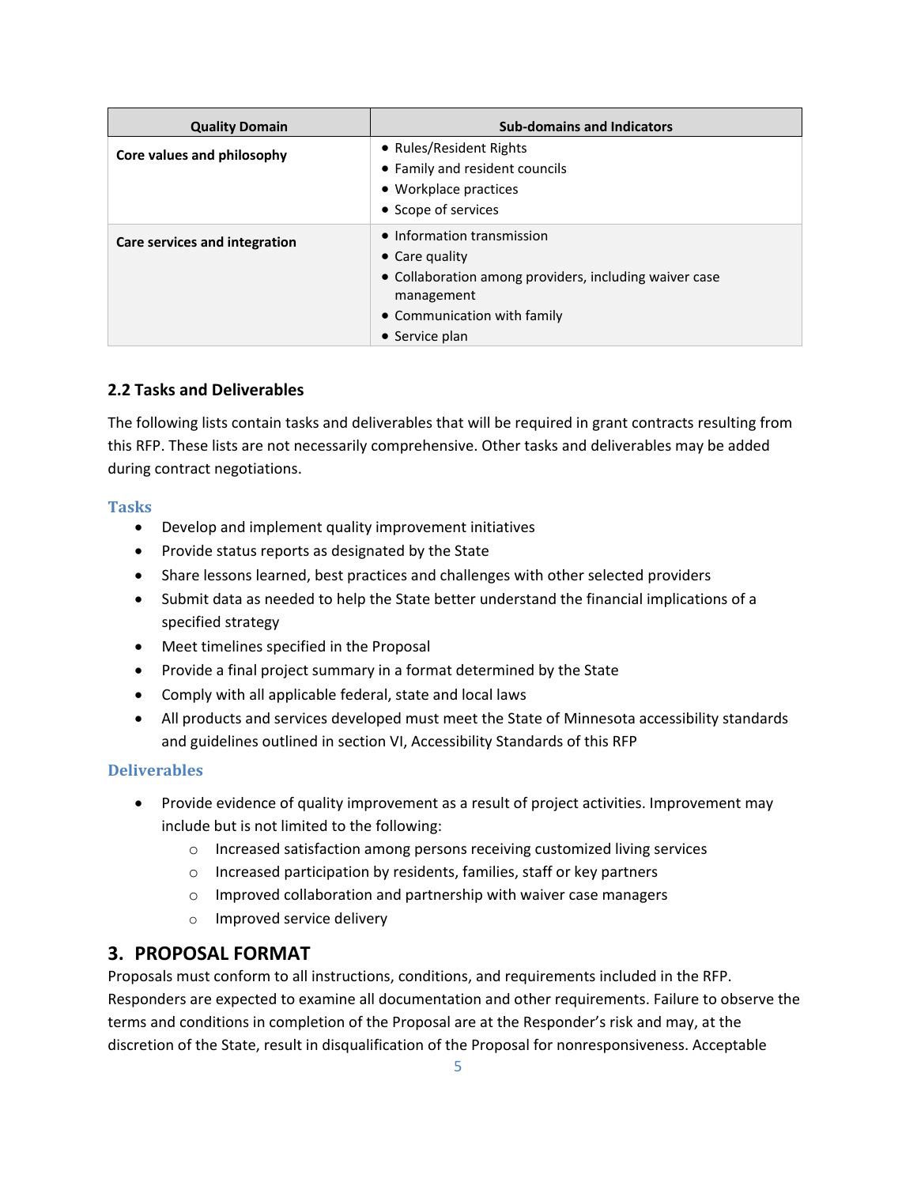| Quality Domain | Sub-domains and Indicators |
|---|---|
| **Core values and philosophy** | • Rules/Resident Rights<br>• Family and resident councils<br>• Workplace practices<br>• Scope of services |
| **Care services and integration** | • Information transmission<br>• Care quality<br>• Collaboration among providers, including waiver case management<br>• Communication with family<br>• Service plan |

### 2.2 Tasks and Deliverables

The following lists contain tasks and deliverables that will be required in grant contracts resulting from this RFP. These lists are not necessarily comprehensive. Other tasks and deliverables may be added during contract negotiations.

#### Tasks

- Develop and implement quality improvement initiatives
- Provide status reports as designated by the State
- Share lessons learned, best practices and challenges with other selected providers
- Submit data as needed to help the State better understand the financial implications of a specified strategy
- Meet timelines specified in the Proposal
- Provide a final project summary in a format determined by the State
- Comply with all applicable federal, state and local laws
- All products and services developed must meet the State of Minnesota accessibility standards and guidelines outlined in section VI, Accessibility Standards of this RFP

#### Deliverables

- Provide evidence of quality improvement as a result of project activities. Improvement may include but is not limited to the following:
    - Increased satisfaction among persons receiving customized living services
    - Increased participation by residents, families, staff or key partners
    - Improved collaboration and partnership with waiver case managers
    - Improved service delivery

## 3. PROPOSAL FORMAT

Proposals must conform to all instructions, conditions, and requirements included in the RFP. Responders are expected to examine all documentation and other requirements. Failure to observe the terms and conditions in completion of the Proposal are at the Responder's risk and may, at the discretion of the State, result in disqualification of the Proposal for nonresponsiveness. Acceptable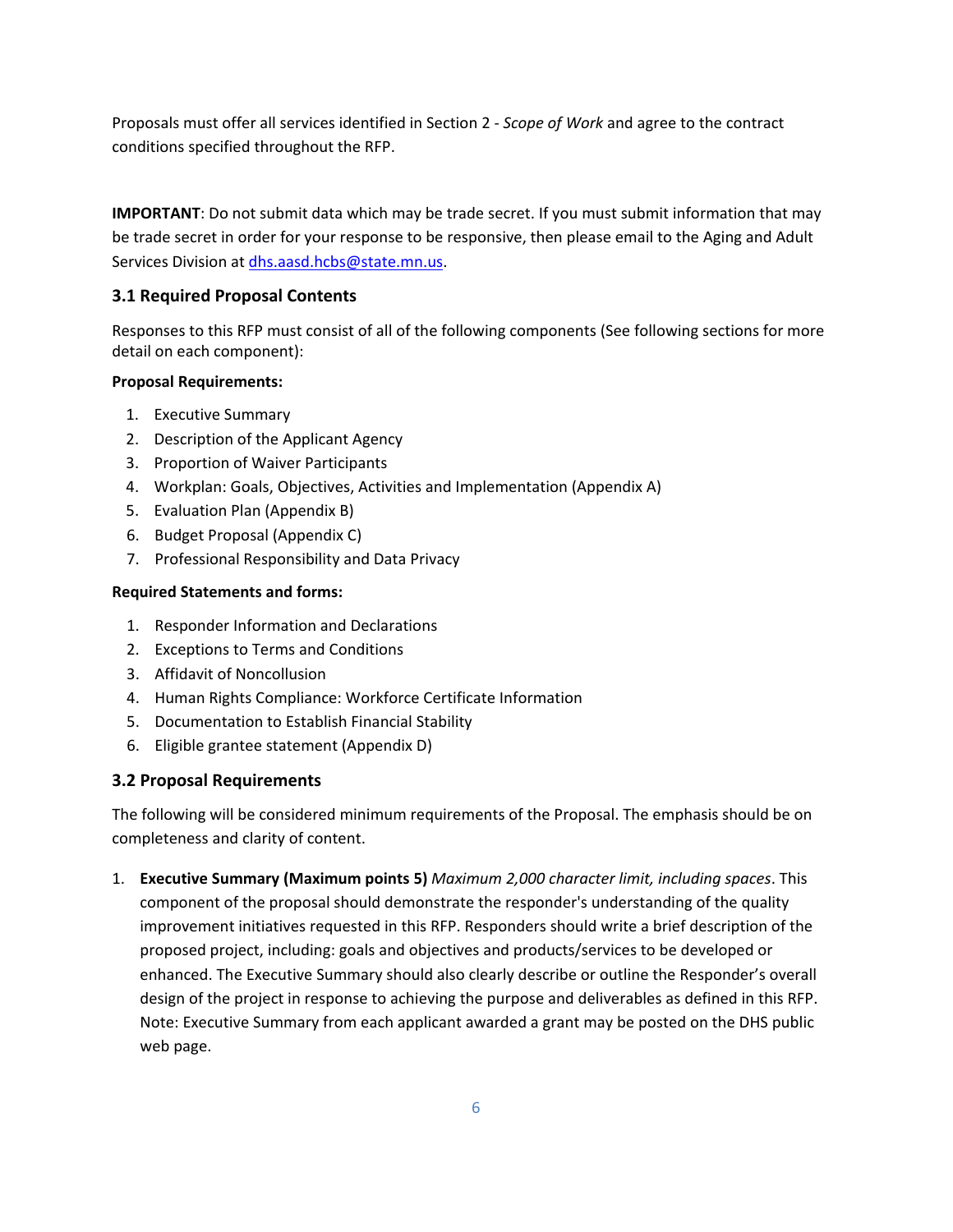Proposals must offer all services identified in Section 2 - *Scope of Work* and agree to the contract conditions specified throughout the RFP.

**IMPORTANT**: Do not submit data which may be trade secret. If you must submit information that may be trade secret in order for your response to be responsive, then please email to the Aging and Adult Services Division at dhs.aasd.hcbs@state.mn.us.

### 3.1 Required Proposal Contents

Responses to this RFP must consist of all of the following components (See following sections for more detail on each component):

**Proposal Requirements:**

1. Executive Summary
2. Description of the Applicant Agency
3. Proportion of Waiver Participants
4. Workplan: Goals, Objectives, Activities and Implementation (Appendix A)
5. Evaluation Plan (Appendix B)
6. Budget Proposal (Appendix C)
7. Professional Responsibility and Data Privacy

**Required Statements and forms:**

1. Responder Information and Declarations
2. Exceptions to Terms and Conditions
3. Affidavit of Noncollusion
4. Human Rights Compliance: Workforce Certificate Information
5. Documentation to Establish Financial Stability
6. Eligible grantee statement (Appendix D)

### 3.2 Proposal Requirements

The following will be considered minimum requirements of the Proposal. The emphasis should be on completeness and clarity of content.

1. **Executive Summary (Maximum points 5)** *Maximum 2,000 character limit, including spaces*. This component of the proposal should demonstrate the responder's understanding of the quality improvement initiatives requested in this RFP. Responders should write a brief description of the proposed project, including: goals and objectives and products/services to be developed or enhanced. The Executive Summary should also clearly describe or outline the Responder's overall design of the project in response to achieving the purpose and deliverables as defined in this RFP. Note: Executive Summary from each applicant awarded a grant may be posted on the DHS public web page.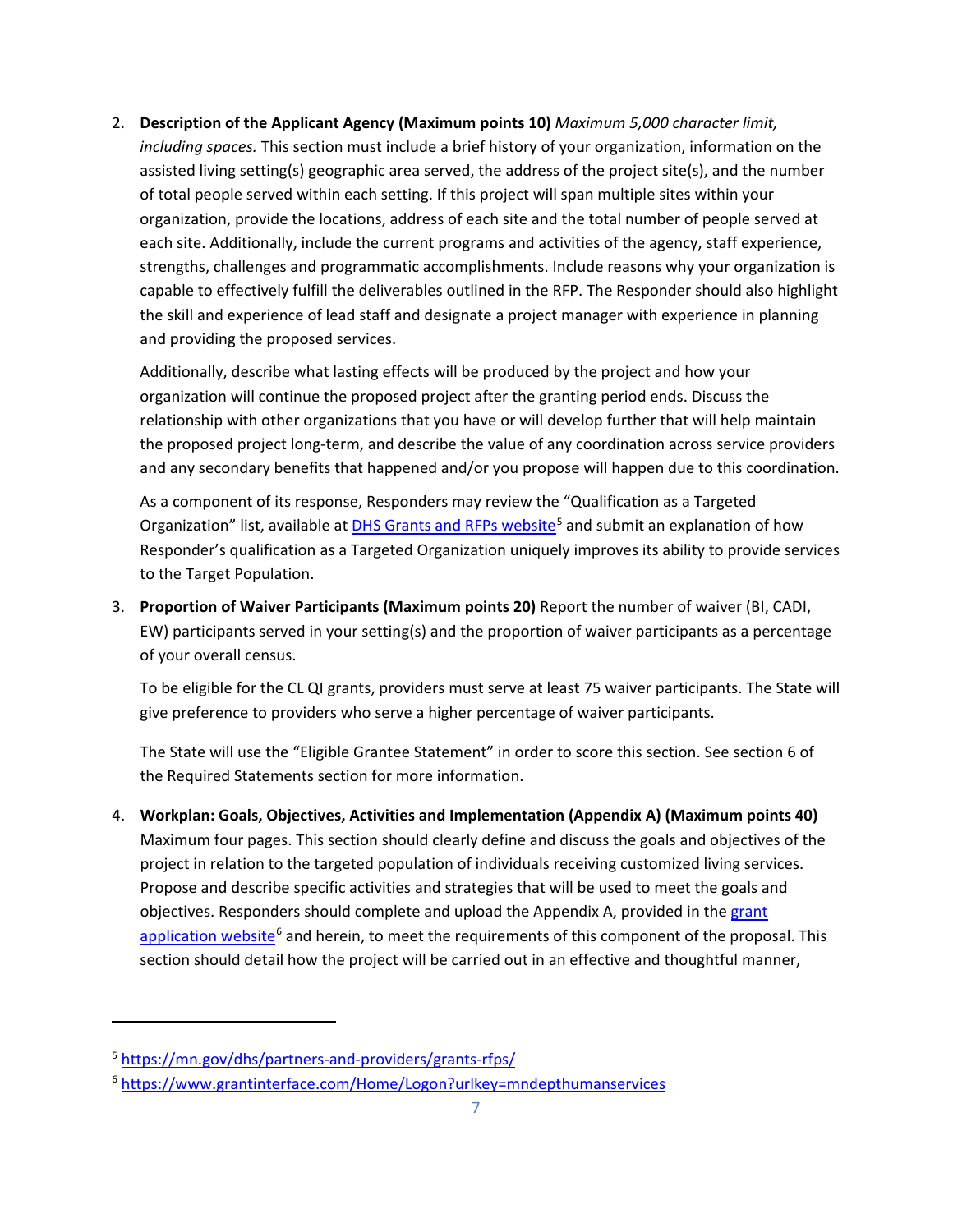2. **Description of the Applicant Agency (Maximum points 10)** *Maximum 5,000 character limit, including spaces.* This section must include a brief history of your organization, information on the assisted living setting(s) geographic area served, the address of the project site(s), and the number of total people served within each setting. If this project will span multiple sites within your organization, provide the locations, address of each site and the total number of people served at each site. Additionally, include the current programs and activities of the agency, staff experience, strengths, challenges and programmatic accomplishments. Include reasons why your organization is capable to effectively fulfill the deliverables outlined in the RFP. The Responder should also highlight the skill and experience of lead staff and designate a project manager with experience in planning and providing the proposed services.

   Additionally, describe what lasting effects will be produced by the project and how your organization will continue the proposed project after the granting period ends. Discuss the relationship with other organizations that you have or will develop further that will help maintain the proposed project long-term, and describe the value of any coordination across service providers and any secondary benefits that happened and/or you propose will happen due to this coordination.

   As a component of its response, Responders may review the "Qualification as a Targeted Organization" list, available at [DHS Grants and RFPs website](https://mn.gov/dhs/partners-and-providers/grants-rfps/)[5] and submit an explanation of how Responder's qualification as a Targeted Organization uniquely improves its ability to provide services to the Target Population.

3. **Proportion of Waiver Participants (Maximum points 20)** Report the number of waiver (BI, CADI, EW) participants served in your setting(s) and the proportion of waiver participants as a percentage of your overall census.

   To be eligible for the CL QI grants, providers must serve at least 75 waiver participants. The State will give preference to providers who serve a higher percentage of waiver participants.

   The State will use the "Eligible Grantee Statement" in order to score this section. See section 6 of the Required Statements section for more information.

4. **Workplan: Goals, Objectives, Activities and Implementation (Appendix A) (Maximum points 40)** Maximum four pages. This section should clearly define and discuss the goals and objectives of the project in relation to the targeted population of individuals receiving customized living services. Propose and describe specific activities and strategies that will be used to meet the goals and objectives. Responders should complete and upload the Appendix A, provided in the [grant application website](https://www.grantinterface.com/Home/Logon?urlkey=mndepthumanservices)[6] and herein, to meet the requirements of this component of the proposal. This section should detail how the project will be carried out in an effective and thoughtful manner,

---

[5] https://mn.gov/dhs/partners-and-providers/grants-rfps/

[6] https://www.grantinterface.com/Home/Logon?urlkey=mndepthumanservices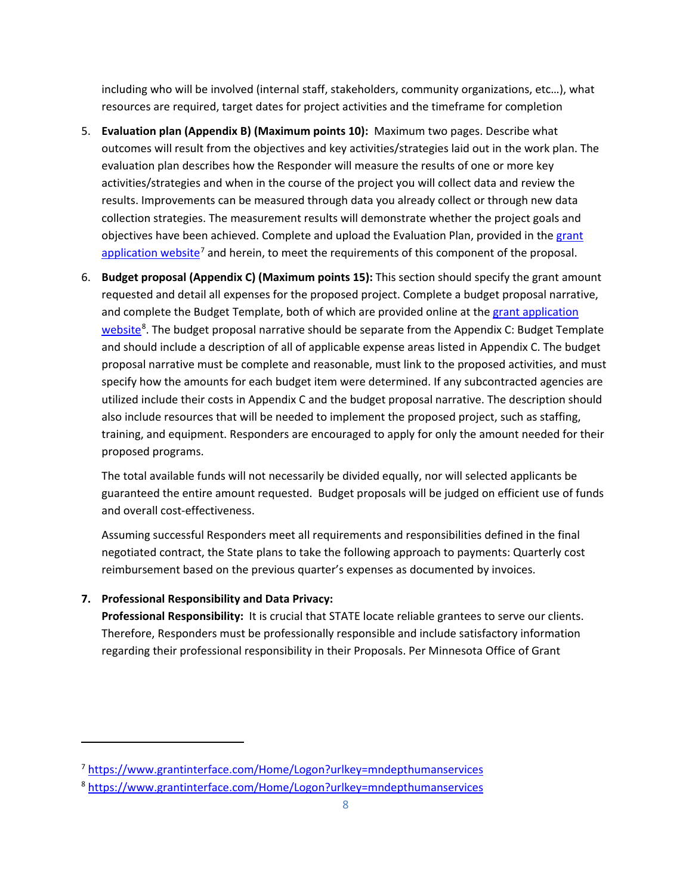including who will be involved (internal staff, stakeholders, community organizations, etc…), what resources are required, target dates for project activities and the timeframe for completion

5. **Evaluation plan (Appendix B) (Maximum points 10):** Maximum two pages. Describe what outcomes will result from the objectives and key activities/strategies laid out in the work plan. The evaluation plan describes how the Responder will measure the results of one or more key activities/strategies and when in the course of the project you will collect data and review the results. Improvements can be measured through data you already collect or through new data collection strategies. The measurement results will demonstrate whether the project goals and objectives have been achieved. Complete and upload the Evaluation Plan, provided in the [grant application website][7] and herein, to meet the requirements of this component of the proposal.

6. **Budget proposal (Appendix C) (Maximum points 15):** This section should specify the grant amount requested and detail all expenses for the proposed project. Complete a budget proposal narrative, and complete the Budget Template, both of which are provided online at the [grant application website][8]. The budget proposal narrative should be separate from the Appendix C: Budget Template and should include a description of all of applicable expense areas listed in Appendix C. The budget proposal narrative must be complete and reasonable, must link to the proposed activities, and must specify how the amounts for each budget item were determined. If any subcontracted agencies are utilized include their costs in Appendix C and the budget proposal narrative. The description should also include resources that will be needed to implement the proposed project, such as staffing, training, and equipment. Responders are encouraged to apply for only the amount needed for their proposed programs.

   The total available funds will not necessarily be divided equally, nor will selected applicants be guaranteed the entire amount requested. Budget proposals will be judged on efficient use of funds and overall cost-effectiveness.

   Assuming successful Responders meet all requirements and responsibilities defined in the final negotiated contract, the State plans to take the following approach to payments: Quarterly cost reimbursement based on the previous quarter's expenses as documented by invoices.

7. **Professional Responsibility and Data Privacy:**
   **Professional Responsibility:** It is crucial that STATE locate reliable grantees to serve our clients. Therefore, Responders must be professionally responsible and include satisfactory information regarding their professional responsibility in their Proposals. Per Minnesota Office of Grant

---

[7] https://www.grantinterface.com/Home/Logon?urlkey=mndepthumanservices

[8] https://www.grantinterface.com/Home/Logon?urlkey=mndepthumanservices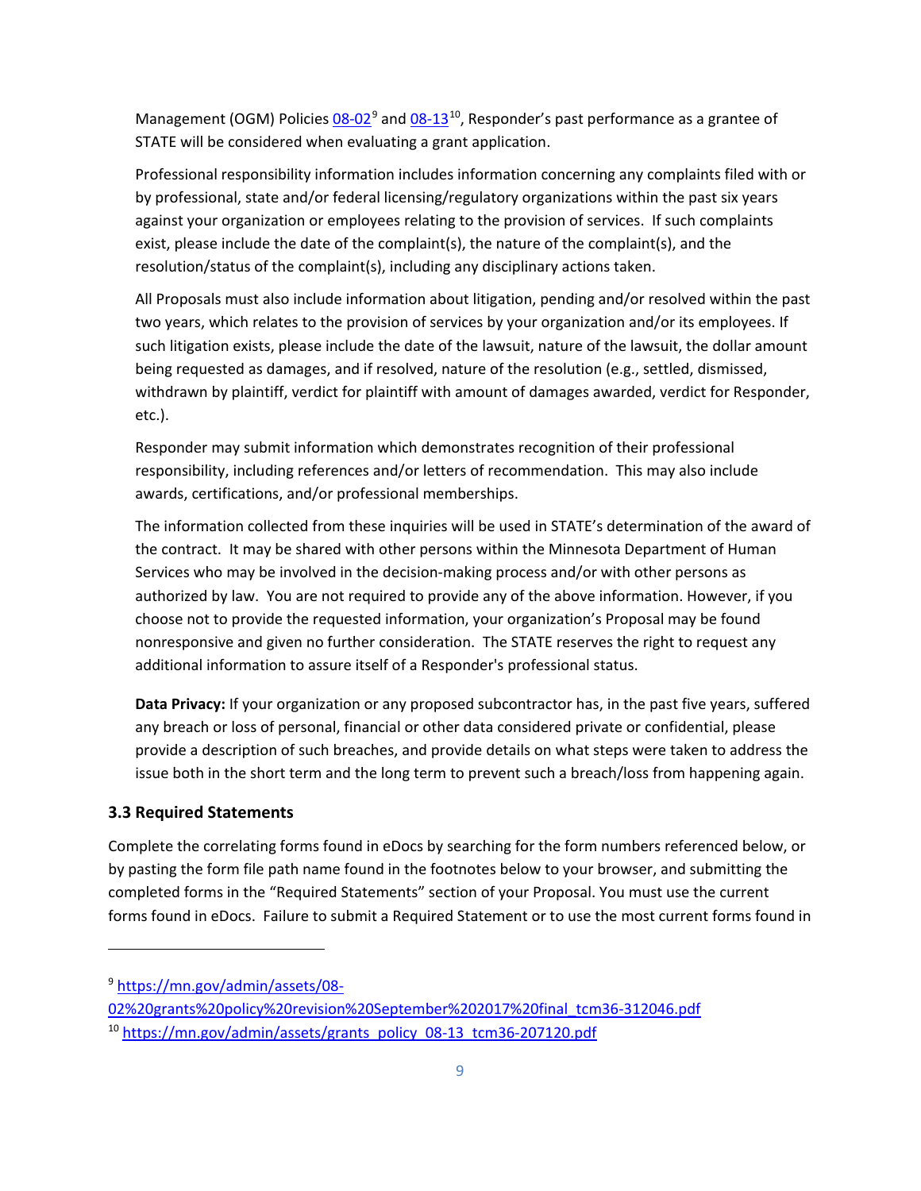Management (OGM) Policies 08-02[9] and 08-13[10], Responder's past performance as a grantee of STATE will be considered when evaluating a grant application.

Professional responsibility information includes information concerning any complaints filed with or by professional, state and/or federal licensing/regulatory organizations within the past six years against your organization or employees relating to the provision of services. If such complaints exist, please include the date of the complaint(s), the nature of the complaint(s), and the resolution/status of the complaint(s), including any disciplinary actions taken.

All Proposals must also include information about litigation, pending and/or resolved within the past two years, which relates to the provision of services by your organization and/or its employees. If such litigation exists, please include the date of the lawsuit, nature of the lawsuit, the dollar amount being requested as damages, and if resolved, nature of the resolution (e.g., settled, dismissed, withdrawn by plaintiff, verdict for plaintiff with amount of damages awarded, verdict for Responder, etc.).

Responder may submit information which demonstrates recognition of their professional responsibility, including references and/or letters of recommendation. This may also include awards, certifications, and/or professional memberships.

The information collected from these inquiries will be used in STATE's determination of the award of the contract. It may be shared with other persons within the Minnesota Department of Human Services who may be involved in the decision-making process and/or with other persons as authorized by law. You are not required to provide any of the above information. However, if you choose not to provide the requested information, your organization's Proposal may be found nonresponsive and given no further consideration. The STATE reserves the right to request any additional information to assure itself of a Responder's professional status.

**Data Privacy:** If your organization or any proposed subcontractor has, in the past five years, suffered any breach or loss of personal, financial or other data considered private or confidential, please provide a description of such breaches, and provide details on what steps were taken to address the issue both in the short term and the long term to prevent such a breach/loss from happening again.

### 3.3 Required Statements

Complete the correlating forms found in eDocs by searching for the form numbers referenced below, or by pasting the form file path name found in the footnotes below to your browser, and submitting the completed forms in the "Required Statements" section of your Proposal. You must use the current forms found in eDocs. Failure to submit a Required Statement or to use the most current forms found in

---

[9] https://mn.gov/admin/assets/08-02%20grants%20policy%20revision%20September%202017%20final_tcm36-312046.pdf

[10] https://mn.gov/admin/assets/grants_policy_08-13_tcm36-207120.pdf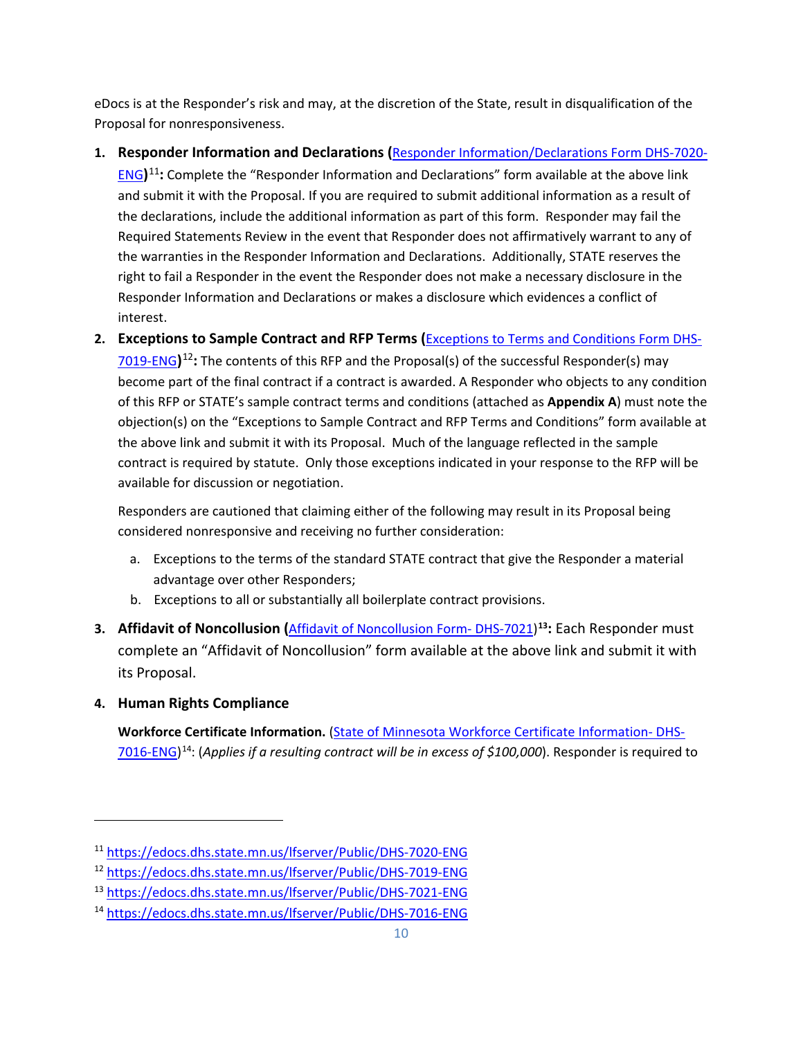eDocs is at the Responder's risk and may, at the discretion of the State, result in disqualification of the Proposal for nonresponsiveness.

1. **Responder Information and Declarations (**[Responder Information/Declarations Form DHS-7020-ENG](https://edocs.dhs.state.mn.us/lfserver/Public/DHS-7020-ENG)**)**[11]**:** Complete the "Responder Information and Declarations" form available at the above link and submit it with the Proposal. If you are required to submit additional information as a result of the declarations, include the additional information as part of this form. Responder may fail the Required Statements Review in the event that Responder does not affirmatively warrant to any of the warranties in the Responder Information and Declarations. Additionally, STATE reserves the right to fail a Responder in the event the Responder does not make a necessary disclosure in the Responder Information and Declarations or makes a disclosure which evidences a conflict of interest.

2. **Exceptions to Sample Contract and RFP Terms (**[Exceptions to Terms and Conditions Form DHS-7019-ENG](https://edocs.dhs.state.mn.us/lfserver/Public/DHS-7019-ENG)**)**[12]**:** The contents of this RFP and the Proposal(s) of the successful Responder(s) may become part of the final contract if a contract is awarded. A Responder who objects to any condition of this RFP or STATE's sample contract terms and conditions (attached as **Appendix A**) must note the objection(s) on the "Exceptions to Sample Contract and RFP Terms and Conditions" form available at the above link and submit it with its Proposal. Much of the language reflected in the sample contract is required by statute. Only those exceptions indicated in your response to the RFP will be available for discussion or negotiation.

   Responders are cautioned that claiming either of the following may result in its Proposal being considered nonresponsive and receiving no further consideration:

   a. Exceptions to the terms of the standard STATE contract that give the Responder a material advantage over other Responders;
   b. Exceptions to all or substantially all boilerplate contract provisions.

3. **Affidavit of Noncollusion (**[Affidavit of Noncollusion Form- DHS-7021](https://edocs.dhs.state.mn.us/lfserver/Public/DHS-7021-ENG)**)**[13]**:** Each Responder must complete an "Affidavit of Noncollusion" form available at the above link and submit it with its Proposal.

4. **Human Rights Compliance**

   **Workforce Certificate Information.** ([State of Minnesota Workforce Certificate Information- DHS-7016-ENG](https://edocs.dhs.state.mn.us/lfserver/Public/DHS-7016-ENG))[14]: (*Applies if a resulting contract will be in excess of $100,000*). Responder is required to

---

[11] https://edocs.dhs.state.mn.us/lfserver/Public/DHS-7020-ENG

[12] https://edocs.dhs.state.mn.us/lfserver/Public/DHS-7019-ENG

[13] https://edocs.dhs.state.mn.us/lfserver/Public/DHS-7021-ENG

[14] https://edocs.dhs.state.mn.us/lfserver/Public/DHS-7016-ENG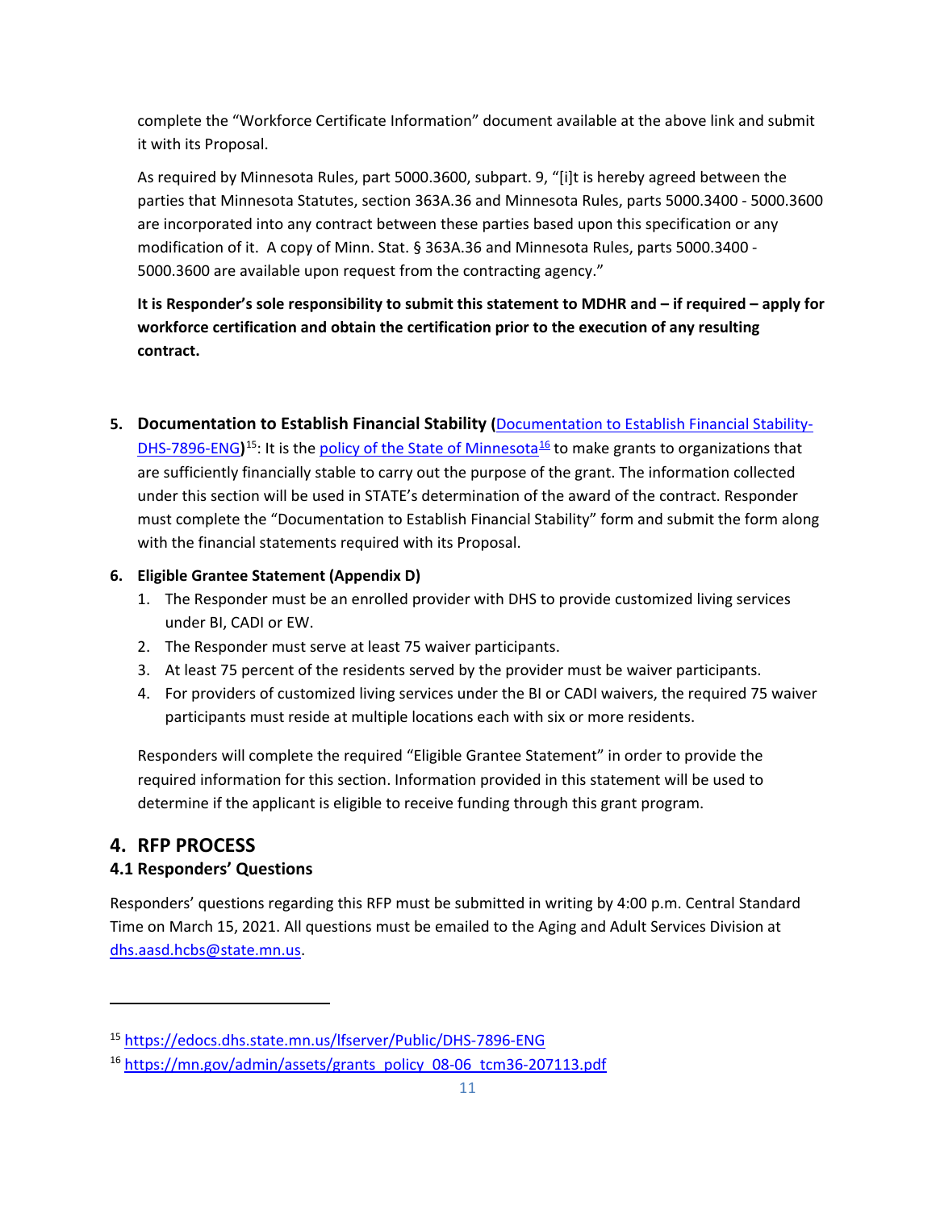complete the "Workforce Certificate Information" document available at the above link and submit it with its Proposal.

As required by Minnesota Rules, part 5000.3600, subpart. 9, "[i]t is hereby agreed between the parties that Minnesota Statutes, section 363A.36 and Minnesota Rules, parts 5000.3400 - 5000.3600 are incorporated into any contract between these parties based upon this specification or any modification of it. A copy of Minn. Stat. § 363A.36 and Minnesota Rules, parts 5000.3400 - 5000.3600 are available upon request from the contracting agency."

**It is Responder's sole responsibility to submit this statement to MDHR and – if required – apply for workforce certification and obtain the certification prior to the execution of any resulting contract.**

5. **Documentation to Establish Financial Stability (**[Documentation to Establish Financial Stability-DHS-7896-ENG](https://edocs.dhs.state.mn.us/lfserver/Public/DHS-7896-ENG)**)**[15]: It is the [policy of the State of Minnesota](https://mn.gov/admin/assets/grants_policy_08-06_tcm36-207113.pdf)[16] to make grants to organizations that are sufficiently financially stable to carry out the purpose of the grant. The information collected under this section will be used in STATE's determination of the award of the contract. Responder must complete the "Documentation to Establish Financial Stability" form and submit the form along with the financial statements required with its Proposal.

6. **Eligible Grantee Statement (Appendix D)**
   1. The Responder must be an enrolled provider with DHS to provide customized living services under BI, CADI or EW.
   2. The Responder must serve at least 75 waiver participants.
   3. At least 75 percent of the residents served by the provider must be waiver participants.
   4. For providers of customized living services under the BI or CADI waivers, the required 75 waiver participants must reside at multiple locations each with six or more residents.

   Responders will complete the required "Eligible Grantee Statement" in order to provide the required information for this section. Information provided in this statement will be used to determine if the applicant is eligible to receive funding through this grant program.

## 4. RFP PROCESS

### 4.1 Responders' Questions

Responders' questions regarding this RFP must be submitted in writing by 4:00 p.m. Central Standard Time on March 15, 2021. All questions must be emailed to the Aging and Adult Services Division at dhs.aasd.hcbs@state.mn.us.

---

[15] https://edocs.dhs.state.mn.us/lfserver/Public/DHS-7896-ENG

[16] https://mn.gov/admin/assets/grants_policy_08-06_tcm36-207113.pdf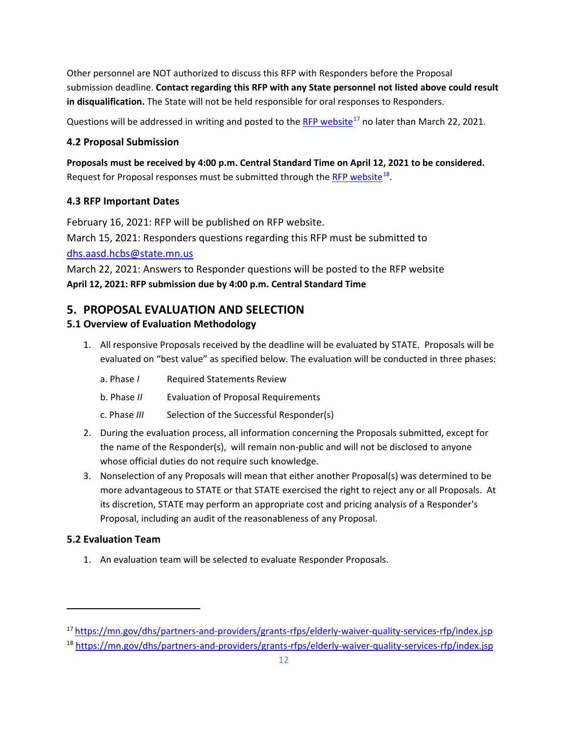Other personnel are NOT authorized to discuss this RFP with Responders before the Proposal submission deadline. **Contact regarding this RFP with any State personnel not listed above could result in disqualification.** The State will not be held responsible for oral responses to Responders.

Questions will be addressed in writing and posted to the [RFP website][17] no later than March 22, 2021.

### 4.2 Proposal Submission

**Proposals must be received by 4:00 p.m. Central Standard Time on April 12, 2021 to be considered.** Request for Proposal responses must be submitted through the [RFP website][18].

### 4.3 RFP Important Dates

February 16, 2021: RFP will be published on RFP website.
March 15, 2021: Responders questions regarding this RFP must be submitted to dhs.aasd.hcbs@state.mn.us
March 22, 2021: Answers to Responder questions will be posted to the RFP website
**April 12, 2021: RFP submission due by 4:00 p.m. Central Standard Time**

## 5. PROPOSAL EVALUATION AND SELECTION

### 5.1 Overview of Evaluation Methodology

1. All responsive Proposals received by the deadline will be evaluated by STATE. Proposals will be evaluated on "best value" as specified below. The evaluation will be conducted in three phases:

   a. Phase *I* Required Statements Review

   b. Phase *II* Evaluation of Proposal Requirements

   c. Phase *III* Selection of the Successful Responder(s)

2. During the evaluation process, all information concerning the Proposals submitted, except for the name of the Responder(s), will remain non-public and will not be disclosed to anyone whose official duties do not require such knowledge.
3. Nonselection of any Proposals will mean that either another Proposal(s) was determined to be more advantageous to STATE or that STATE exercised the right to reject any or all Proposals. At its discretion, STATE may perform an appropriate cost and pricing analysis of a Responder's Proposal, including an audit of the reasonableness of any Proposal.

### 5.2 Evaluation Team

1. An evaluation team will be selected to evaluate Responder Proposals.

---

[17] https://mn.gov/dhs/partners-and-providers/grants-rfps/elderly-waiver-quality-services-rfp/index.jsp

[18] https://mn.gov/dhs/partners-and-providers/grants-rfps/elderly-waiver-quality-services-rfp/index.jsp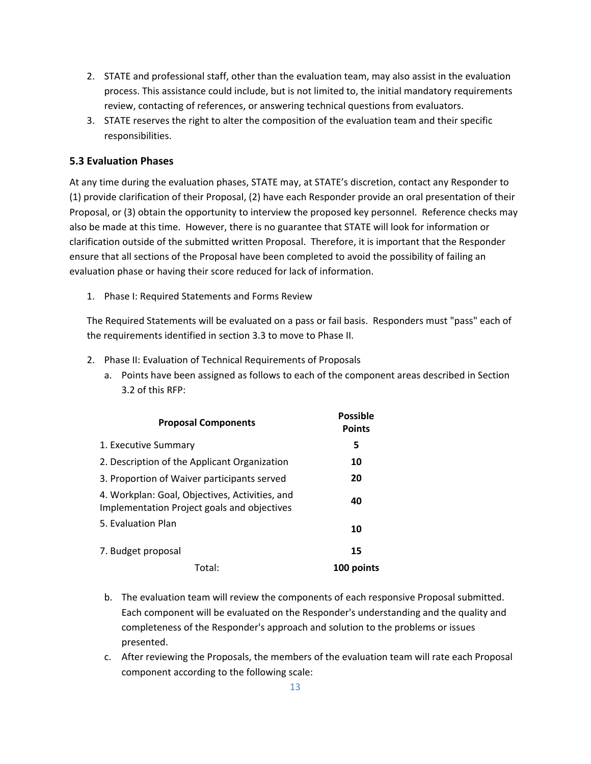2. STATE and professional staff, other than the evaluation team, may also assist in the evaluation process. This assistance could include, but is not limited to, the initial mandatory requirements review, contacting of references, or answering technical questions from evaluators.
3. STATE reserves the right to alter the composition of the evaluation team and their specific responsibilities.

### 5.3 Evaluation Phases

At any time during the evaluation phases, STATE may, at STATE's discretion, contact any Responder to (1) provide clarification of their Proposal, (2) have each Responder provide an oral presentation of their Proposal, or (3) obtain the opportunity to interview the proposed key personnel. Reference checks may also be made at this time. However, there is no guarantee that STATE will look for information or clarification outside of the submitted written Proposal. Therefore, it is important that the Responder ensure that all sections of the Proposal have been completed to avoid the possibility of failing an evaluation phase or having their score reduced for lack of information.

1. Phase I: Required Statements and Forms Review

   The Required Statements will be evaluated on a pass or fail basis. Responders must "pass" each of the requirements identified in section 3.3 to move to Phase II.

2. Phase II: Evaluation of Technical Requirements of Proposals
   a. Points have been assigned as follows to each of the component areas described in Section 3.2 of this RFP:

| Proposal Components | Possible Points |
|---|---|
| 1. Executive Summary | 5 |
| 2. Description of the Applicant Organization | 10 |
| 3. Proportion of Waiver participants served | 20 |
| 4. Workplan: Goal, Objectives, Activities, and Implementation Project goals and objectives | 40 |
| 5. Evaluation Plan | 10 |
| 7. Budget proposal | 15 |
| Total: | 100 points |

   b. The evaluation team will review the components of each responsive Proposal submitted. Each component will be evaluated on the Responder's understanding and the quality and completeness of the Responder's approach and solution to the problems or issues presented.
   c. After reviewing the Proposals, the members of the evaluation team will rate each Proposal component according to the following scale: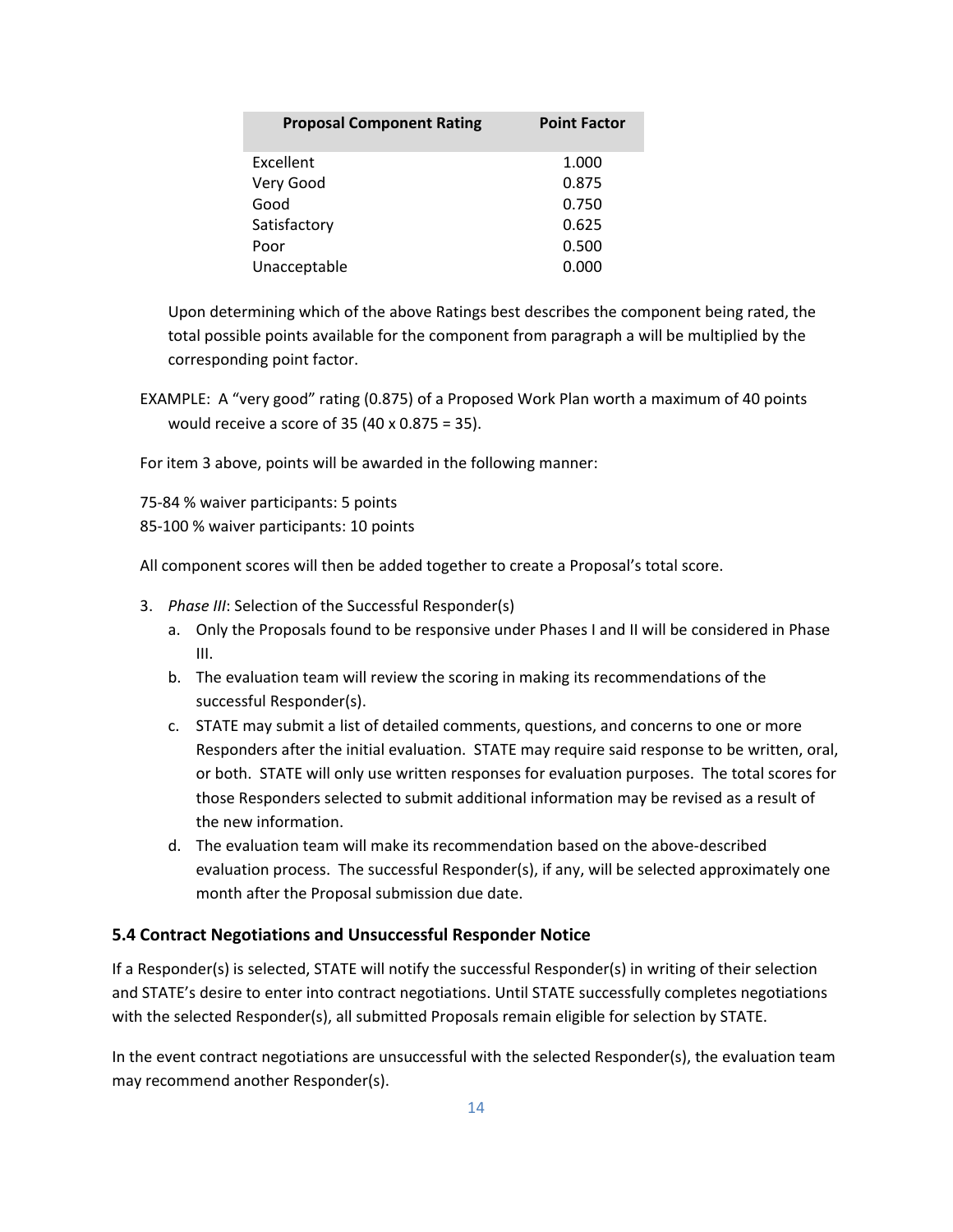| Proposal Component Rating | Point Factor |
|---|---|
| Excellent | 1.000 |
| Very Good | 0.875 |
| Good | 0.750 |
| Satisfactory | 0.625 |
| Poor | 0.500 |
| Unacceptable | 0.000 |

Upon determining which of the above Ratings best describes the component being rated, the total possible points available for the component from paragraph a will be multiplied by the corresponding point factor.

EXAMPLE: A "very good" rating (0.875) of a Proposed Work Plan worth a maximum of 40 points would receive a score of 35 (40 x 0.875 = 35).

For item 3 above, points will be awarded in the following manner:

75-84 % waiver participants: 5 points
85-100 % waiver participants: 10 points

All component scores will then be added together to create a Proposal's total score.

3. *Phase III*: Selection of the Successful Responder(s)
   a. Only the Proposals found to be responsive under Phases I and II will be considered in Phase III.
   b. The evaluation team will review the scoring in making its recommendations of the successful Responder(s).
   c. STATE may submit a list of detailed comments, questions, and concerns to one or more Responders after the initial evaluation. STATE may require said response to be written, oral, or both. STATE will only use written responses for evaluation purposes. The total scores for those Responders selected to submit additional information may be revised as a result of the new information.
   d. The evaluation team will make its recommendation based on the above-described evaluation process. The successful Responder(s), if any, will be selected approximately one month after the Proposal submission due date.

### 5.4 Contract Negotiations and Unsuccessful Responder Notice

If a Responder(s) is selected, STATE will notify the successful Responder(s) in writing of their selection and STATE's desire to enter into contract negotiations. Until STATE successfully completes negotiations with the selected Responder(s), all submitted Proposals remain eligible for selection by STATE.

In the event contract negotiations are unsuccessful with the selected Responder(s), the evaluation team may recommend another Responder(s).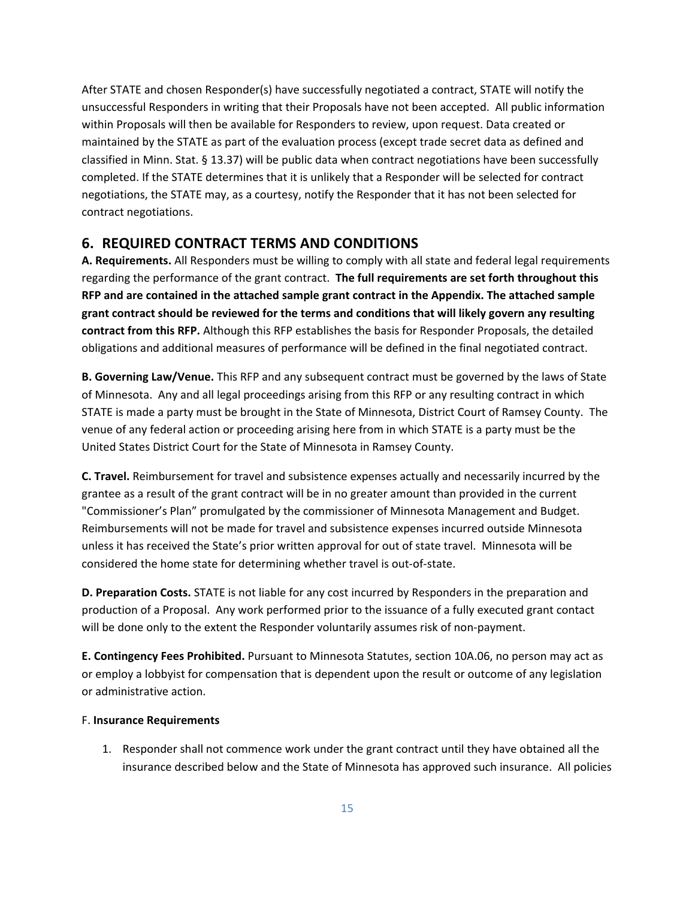After STATE and chosen Responder(s) have successfully negotiated a contract, STATE will notify the unsuccessful Responders in writing that their Proposals have not been accepted. All public information within Proposals will then be available for Responders to review, upon request. Data created or maintained by the STATE as part of the evaluation process (except trade secret data as defined and classified in Minn. Stat. § 13.37) will be public data when contract negotiations have been successfully completed. If the STATE determines that it is unlikely that a Responder will be selected for contract negotiations, the STATE may, as a courtesy, notify the Responder that it has not been selected for contract negotiations.

## 6. REQUIRED CONTRACT TERMS AND CONDITIONS

**A. Requirements.** All Responders must be willing to comply with all state and federal legal requirements regarding the performance of the grant contract. **The full requirements are set forth throughout this RFP and are contained in the attached sample grant contract in the Appendix. The attached sample grant contract should be reviewed for the terms and conditions that will likely govern any resulting contract from this RFP.** Although this RFP establishes the basis for Responder Proposals, the detailed obligations and additional measures of performance will be defined in the final negotiated contract.

**B. Governing Law/Venue.** This RFP and any subsequent contract must be governed by the laws of State of Minnesota. Any and all legal proceedings arising from this RFP or any resulting contract in which STATE is made a party must be brought in the State of Minnesota, District Court of Ramsey County. The venue of any federal action or proceeding arising here from in which STATE is a party must be the United States District Court for the State of Minnesota in Ramsey County.

**C. Travel.** Reimbursement for travel and subsistence expenses actually and necessarily incurred by the grantee as a result of the grant contract will be in no greater amount than provided in the current "Commissioner's Plan" promulgated by the commissioner of Minnesota Management and Budget. Reimbursements will not be made for travel and subsistence expenses incurred outside Minnesota unless it has received the State's prior written approval for out of state travel. Minnesota will be considered the home state for determining whether travel is out-of-state.

**D. Preparation Costs.** STATE is not liable for any cost incurred by Responders in the preparation and production of a Proposal. Any work performed prior to the issuance of a fully executed grant contact will be done only to the extent the Responder voluntarily assumes risk of non-payment.

**E. Contingency Fees Prohibited.** Pursuant to Minnesota Statutes, section 10A.06, no person may act as or employ a lobbyist for compensation that is dependent upon the result or outcome of any legislation or administrative action.

F. **Insurance Requirements**

1. Responder shall not commence work under the grant contract until they have obtained all the insurance described below and the State of Minnesota has approved such insurance. All policies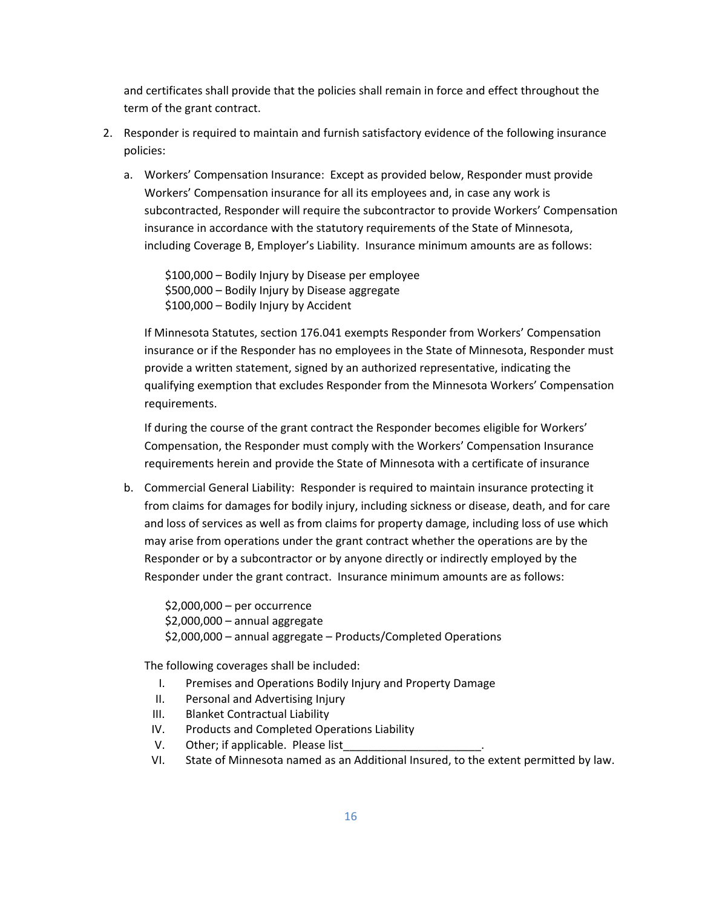and certificates shall provide that the policies shall remain in force and effect throughout the term of the grant contract.

2. Responder is required to maintain and furnish satisfactory evidence of the following insurance policies:

   a. Workers' Compensation Insurance: Except as provided below, Responder must provide Workers' Compensation insurance for all its employees and, in case any work is subcontracted, Responder will require the subcontractor to provide Workers' Compensation insurance in accordance with the statutory requirements of the State of Minnesota, including Coverage B, Employer's Liability. Insurance minimum amounts are as follows:

      $100,000 – Bodily Injury by Disease per employee
      $500,000 – Bodily Injury by Disease aggregate
      $100,000 – Bodily Injury by Accident

      If Minnesota Statutes, section 176.041 exempts Responder from Workers' Compensation insurance or if the Responder has no employees in the State of Minnesota, Responder must provide a written statement, signed by an authorized representative, indicating the qualifying exemption that excludes Responder from the Minnesota Workers' Compensation requirements.

      If during the course of the grant contract the Responder becomes eligible for Workers' Compensation, the Responder must comply with the Workers' Compensation Insurance requirements herein and provide the State of Minnesota with a certificate of insurance

   b. Commercial General Liability: Responder is required to maintain insurance protecting it from claims for damages for bodily injury, including sickness or disease, death, and for care and loss of services as well as from claims for property damage, including loss of use which may arise from operations under the grant contract whether the operations are by the Responder or by a subcontractor or by anyone directly or indirectly employed by the Responder under the grant contract. Insurance minimum amounts are as follows:

      $2,000,000 – per occurrence
      $2,000,000 – annual aggregate
      $2,000,000 – annual aggregate – Products/Completed Operations

      The following coverages shall be included:

      I. Premises and Operations Bodily Injury and Property Damage
      II. Personal and Advertising Injury
      III. Blanket Contractual Liability
      IV. Products and Completed Operations Liability
      V. Other; if applicable. Please list______________________.
      VI. State of Minnesota named as an Additional Insured, to the extent permitted by law.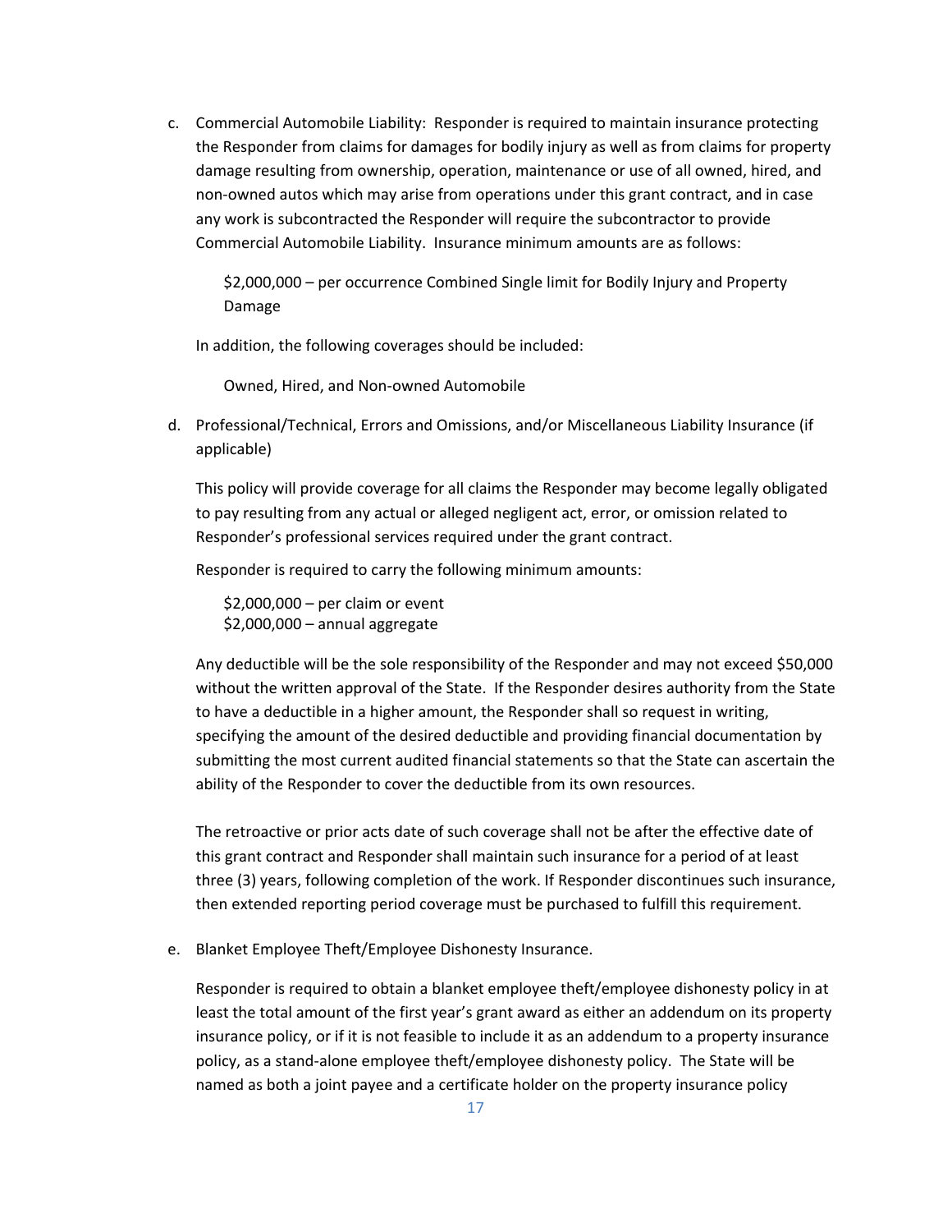c. Commercial Automobile Liability: Responder is required to maintain insurance protecting the Responder from claims for damages for bodily injury as well as from claims for property damage resulting from ownership, operation, maintenance or use of all owned, hired, and non-owned autos which may arise from operations under this grant contract, and in case any work is subcontracted the Responder will require the subcontractor to provide Commercial Automobile Liability. Insurance minimum amounts are as follows:

   $2,000,000 – per occurrence Combined Single limit for Bodily Injury and Property Damage

   In addition, the following coverages should be included:

   Owned, Hired, and Non-owned Automobile

d. Professional/Technical, Errors and Omissions, and/or Miscellaneous Liability Insurance (if applicable)

   This policy will provide coverage for all claims the Responder may become legally obligated to pay resulting from any actual or alleged negligent act, error, or omission related to Responder's professional services required under the grant contract.

   Responder is required to carry the following minimum amounts:

   $2,000,000 – per claim or event
   $2,000,000 – annual aggregate

   Any deductible will be the sole responsibility of the Responder and may not exceed $50,000 without the written approval of the State. If the Responder desires authority from the State to have a deductible in a higher amount, the Responder shall so request in writing, specifying the amount of the desired deductible and providing financial documentation by submitting the most current audited financial statements so that the State can ascertain the ability of the Responder to cover the deductible from its own resources.

   The retroactive or prior acts date of such coverage shall not be after the effective date of this grant contract and Responder shall maintain such insurance for a period of at least three (3) years, following completion of the work. If Responder discontinues such insurance, then extended reporting period coverage must be purchased to fulfill this requirement.

e. Blanket Employee Theft/Employee Dishonesty Insurance.

   Responder is required to obtain a blanket employee theft/employee dishonesty policy in at least the total amount of the first year's grant award as either an addendum on its property insurance policy, or if it is not feasible to include it as an addendum to a property insurance policy, as a stand-alone employee theft/employee dishonesty policy. The State will be named as both a joint payee and a certificate holder on the property insurance policy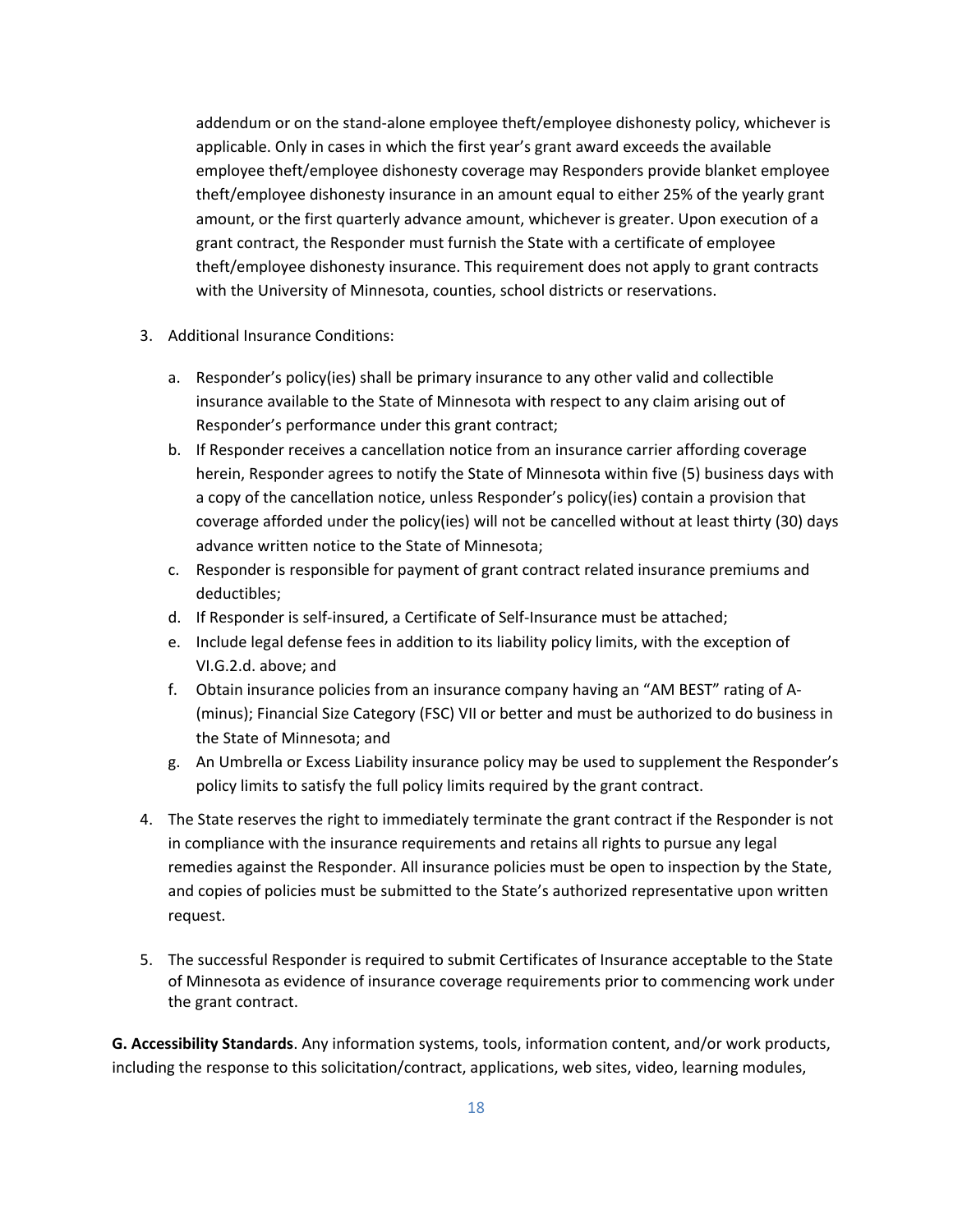addendum or on the stand-alone employee theft/employee dishonesty policy, whichever is applicable. Only in cases in which the first year's grant award exceeds the available employee theft/employee dishonesty coverage may Responders provide blanket employee theft/employee dishonesty insurance in an amount equal to either 25% of the yearly grant amount, or the first quarterly advance amount, whichever is greater. Upon execution of a grant contract, the Responder must furnish the State with a certificate of employee theft/employee dishonesty insurance. This requirement does not apply to grant contracts with the University of Minnesota, counties, school districts or reservations.

3. Additional Insurance Conditions:

   a. Responder's policy(ies) shall be primary insurance to any other valid and collectible insurance available to the State of Minnesota with respect to any claim arising out of Responder's performance under this grant contract;
   b. If Responder receives a cancellation notice from an insurance carrier affording coverage herein, Responder agrees to notify the State of Minnesota within five (5) business days with a copy of the cancellation notice, unless Responder's policy(ies) contain a provision that coverage afforded under the policy(ies) will not be cancelled without at least thirty (30) days advance written notice to the State of Minnesota;
   c. Responder is responsible for payment of grant contract related insurance premiums and deductibles;
   d. If Responder is self-insured, a Certificate of Self-Insurance must be attached;
   e. Include legal defense fees in addition to its liability policy limits, with the exception of VI.G.2.d. above; and
   f. Obtain insurance policies from an insurance company having an "AM BEST" rating of A- (minus); Financial Size Category (FSC) VII or better and must be authorized to do business in the State of Minnesota; and
   g. An Umbrella or Excess Liability insurance policy may be used to supplement the Responder's policy limits to satisfy the full policy limits required by the grant contract.

4. The State reserves the right to immediately terminate the grant contract if the Responder is not in compliance with the insurance requirements and retains all rights to pursue any legal remedies against the Responder. All insurance policies must be open to inspection by the State, and copies of policies must be submitted to the State's authorized representative upon written request.

5. The successful Responder is required to submit Certificates of Insurance acceptable to the State of Minnesota as evidence of insurance coverage requirements prior to commencing work under the grant contract.

**G. Accessibility Standards**. Any information systems, tools, information content, and/or work products, including the response to this solicitation/contract, applications, web sites, video, learning modules,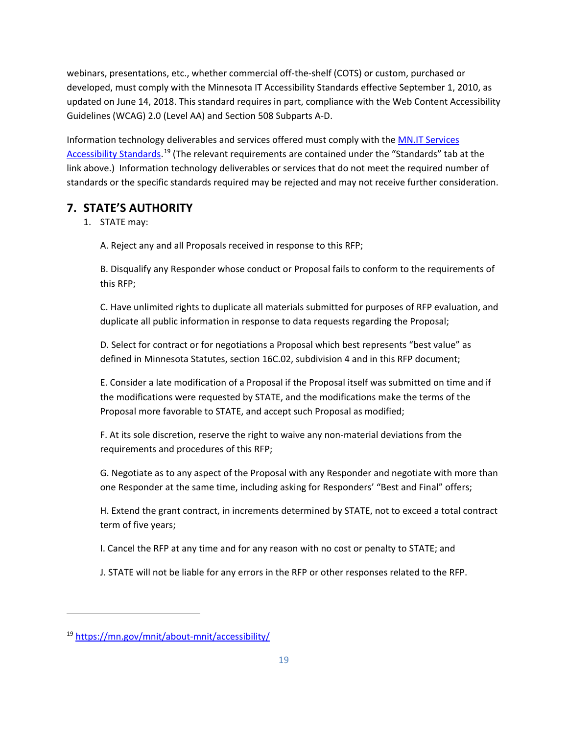webinars, presentations, etc., whether commercial off-the-shelf (COTS) or custom, purchased or developed, must comply with the Minnesota IT Accessibility Standards effective September 1, 2010, as updated on June 14, 2018. This standard requires in part, compliance with the Web Content Accessibility Guidelines (WCAG) 2.0 (Level AA) and Section 508 Subparts A-D.

Information technology deliverables and services offered must comply with the [MN.IT Services Accessibility Standards](https://mn.gov/mnit/about-mnit/accessibility/).[19] (The relevant requirements are contained under the "Standards" tab at the link above.) Information technology deliverables or services that do not meet the required number of standards or the specific standards required may be rejected and may not receive further consideration.

## 7. STATE'S AUTHORITY

1. STATE may:

   A. Reject any and all Proposals received in response to this RFP;

   B. Disqualify any Responder whose conduct or Proposal fails to conform to the requirements of this RFP;

   C. Have unlimited rights to duplicate all materials submitted for purposes of RFP evaluation, and duplicate all public information in response to data requests regarding the Proposal;

   D. Select for contract or for negotiations a Proposal which best represents "best value" as defined in Minnesota Statutes, section 16C.02, subdivision 4 and in this RFP document;

   E. Consider a late modification of a Proposal if the Proposal itself was submitted on time and if the modifications were requested by STATE, and the modifications make the terms of the Proposal more favorable to STATE, and accept such Proposal as modified;

   F. At its sole discretion, reserve the right to waive any non-material deviations from the requirements and procedures of this RFP;

   G. Negotiate as to any aspect of the Proposal with any Responder and negotiate with more than one Responder at the same time, including asking for Responders' "Best and Final" offers;

   H. Extend the grant contract, in increments determined by STATE, not to exceed a total contract term of five years;

   I. Cancel the RFP at any time and for any reason with no cost or penalty to STATE; and

   J. STATE will not be liable for any errors in the RFP or other responses related to the RFP.

---

[19] https://mn.gov/mnit/about-mnit/accessibility/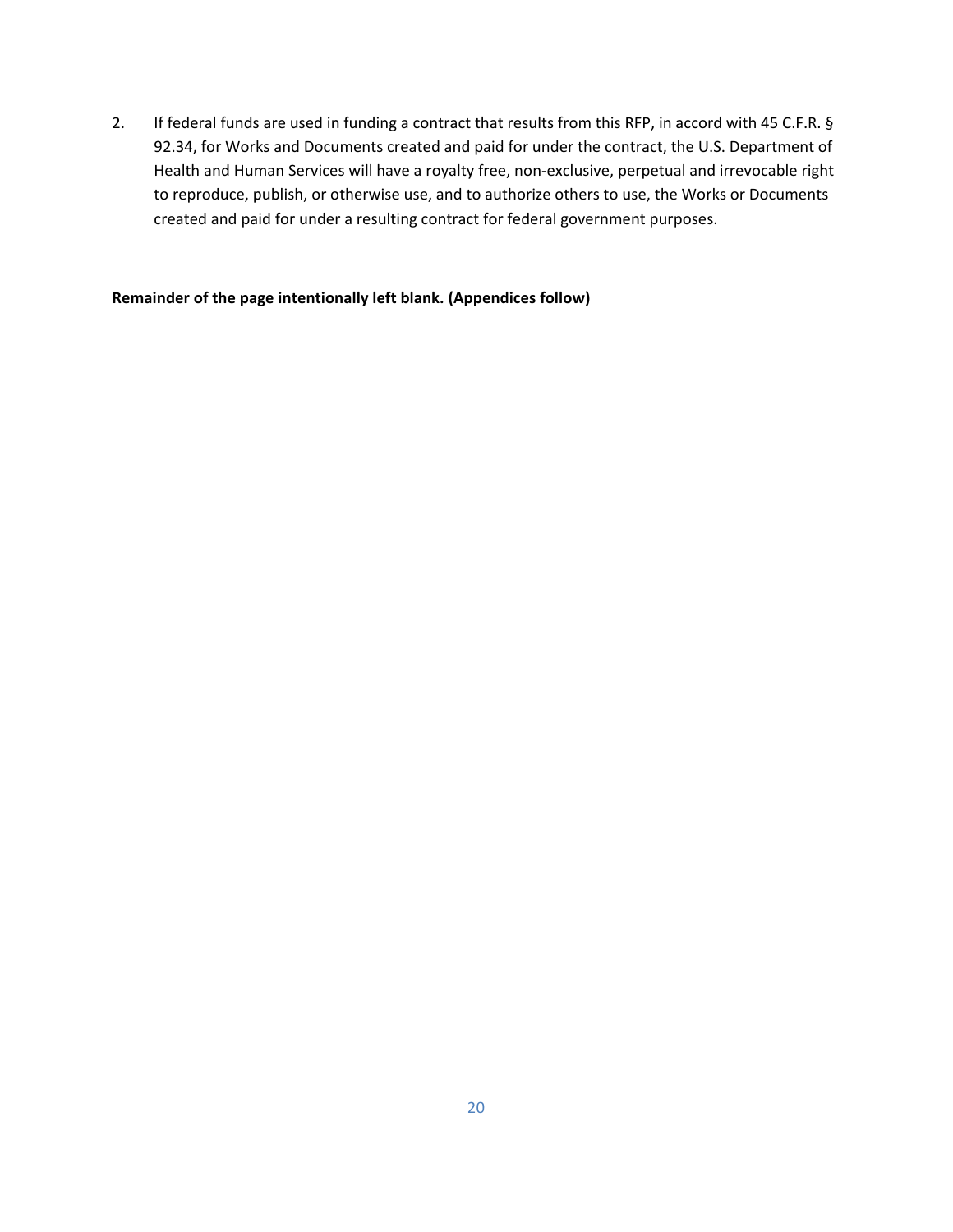2. If federal funds are used in funding a contract that results from this RFP, in accord with 45 C.F.R. § 92.34, for Works and Documents created and paid for under the contract, the U.S. Department of Health and Human Services will have a royalty free, non-exclusive, perpetual and irrevocable right to reproduce, publish, or otherwise use, and to authorize others to use, the Works or Documents created and paid for under a resulting contract for federal government purposes.

**Remainder of the page intentionally left blank. (Appendices follow)**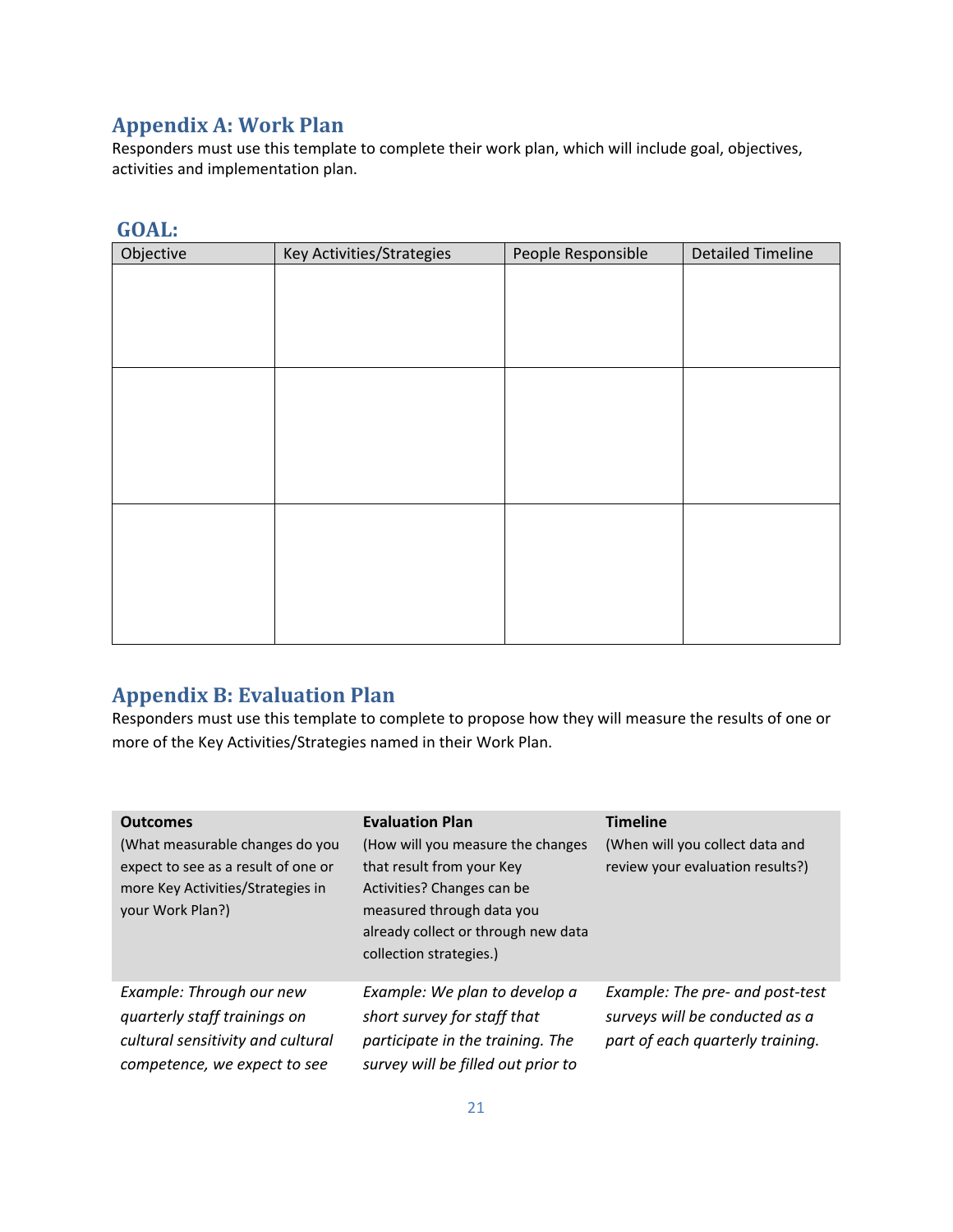## Appendix A: Work Plan

Responders must use this template to complete their work plan, which will include goal, objectives, activities and implementation plan.

### GOAL:

| Objective | Key Activities/Strategies | People Responsible | Detailed Timeline |
|---|---|---|---|
| | | | |
| | | | |
| | | | |

## Appendix B: Evaluation Plan

Responders must use this template to complete to propose how they will measure the results of one or more of the Key Activities/Strategies named in their Work Plan.

| **Outcomes** (What measurable changes do you expect to see as a result of one or more Key Activities/Strategies in your Work Plan?) | **Evaluation Plan** (How will you measure the changes that result from your Key Activities? Changes can be measured through data you already collect or through new data collection strategies.) | **Timeline** (When will you collect data and review your evaluation results?) |
|---|---|---|
| *Example: Through our new quarterly staff trainings on cultural sensitivity and cultural competence, we expect to see* | *Example: We plan to develop a short survey for staff that participate in the training. The survey will be filled out prior to* | *Example: The pre- and post-test surveys will be conducted as a part of each quarterly training.* |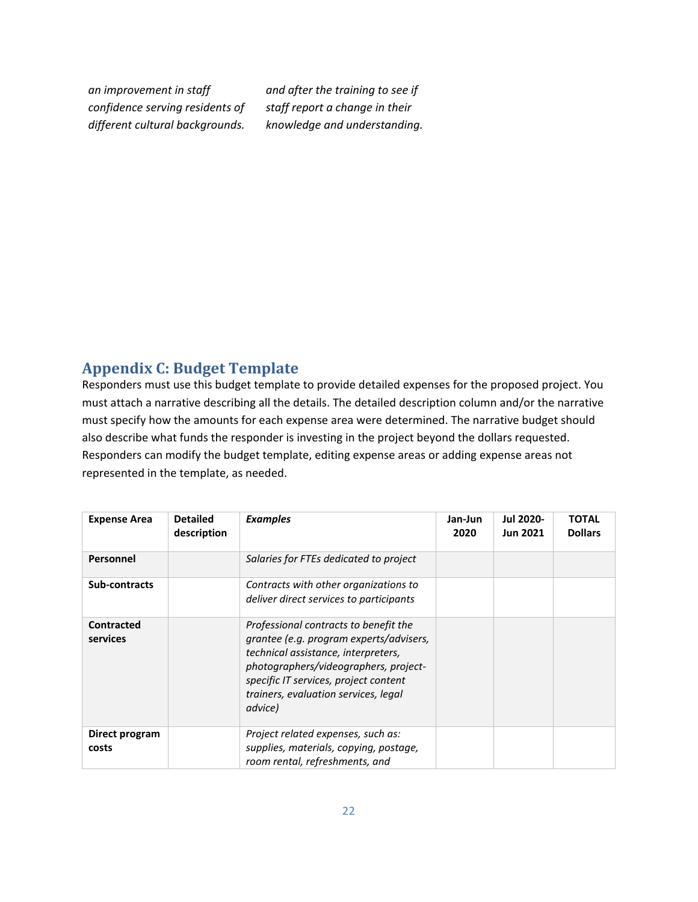| *an improvement in staff confidence serving residents of different cultural backgrounds.* | *and after the training to see if staff report a change in their knowledge and understanding.* |
|---|---|

## Appendix C: Budget Template

Responders must use this budget template to provide detailed expenses for the proposed project. You must attach a narrative describing all the details. The detailed description column and/or the narrative must specify how the amounts for each expense area were determined. The narrative budget should also describe what funds the responder is investing in the project beyond the dollars requested. Responders can modify the budget template, editing expense areas or adding expense areas not represented in the template, as needed.

| Expense Area | Detailed description | *Examples* | Jan-Jun 2020 | Jul 2020-Jun 2021 | TOTAL Dollars |
|---|---|---|---|---|---|
| **Personnel** | | *Salaries for FTEs dedicated to project* | | | |
| **Sub-contracts** | | *Contracts with other organizations to deliver direct services to participants* | | | |
| **Contracted services** | | *Professional contracts to benefit the grantee (e.g. program experts/advisers, technical assistance, interpreters, photographers/videographers, project-specific IT services, project content trainers, evaluation services, legal advice)* | | | |
| **Direct program costs** | | *Project related expenses, such as: supplies, materials, copying, postage, room rental, refreshments, and* | | | |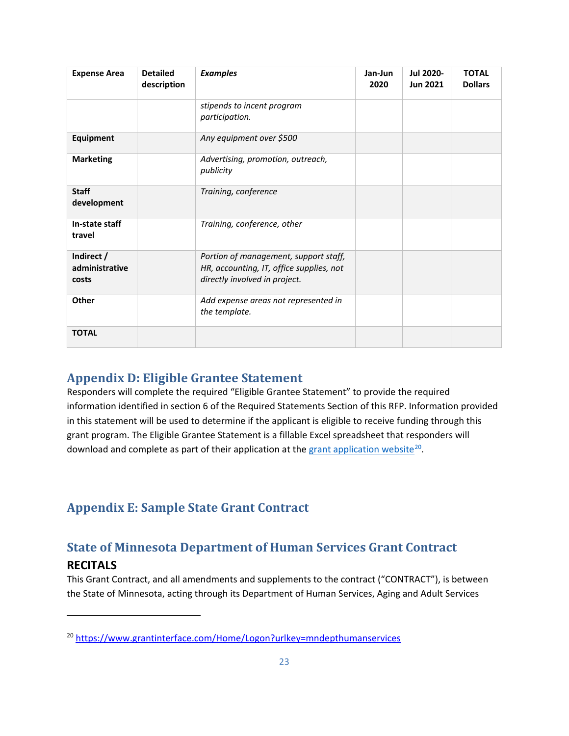| Expense Area | Detailed description | *Examples* | Jan-Jun 2020 | Jul 2020-Jun 2021 | TOTAL Dollars |
|---|---|---|---|---|---|
| | | *stipends to incent program participation.* | | | |
| **Equipment** | | *Any equipment over $500* | | | |
| **Marketing** | | *Advertising, promotion, outreach, publicity* | | | |
| **Staff development** | | *Training, conference* | | | |
| **In-state staff travel** | | *Training, conference, other* | | | |
| **Indirect / administrative costs** | | *Portion of management, support staff, HR, accounting, IT, office supplies, not directly involved in project.* | | | |
| **Other** | | *Add expense areas not represented in the template.* | | | |
| **TOTAL** | | | | | |

## Appendix D: Eligible Grantee Statement

Responders will complete the required “Eligible Grantee Statement” to provide the required information identified in section 6 of the Required Statements Section of this RFP. Information provided in this statement will be used to determine if the applicant is eligible to receive funding through this grant program. The Eligible Grantee Statement is a fillable Excel spreadsheet that responders will download and complete as part of their application at the grant application website[20].

## Appendix E: Sample State Grant Contract

## State of Minnesota Department of Human Services Grant Contract

### RECITALS

This Grant Contract, and all amendments and supplements to the contract (“CONTRACT”), is between the State of Minnesota, acting through its Department of Human Services, Aging and Adult Services

---

[20] https://www.grantinterface.com/Home/Logon?urlkey=mndepthumanservices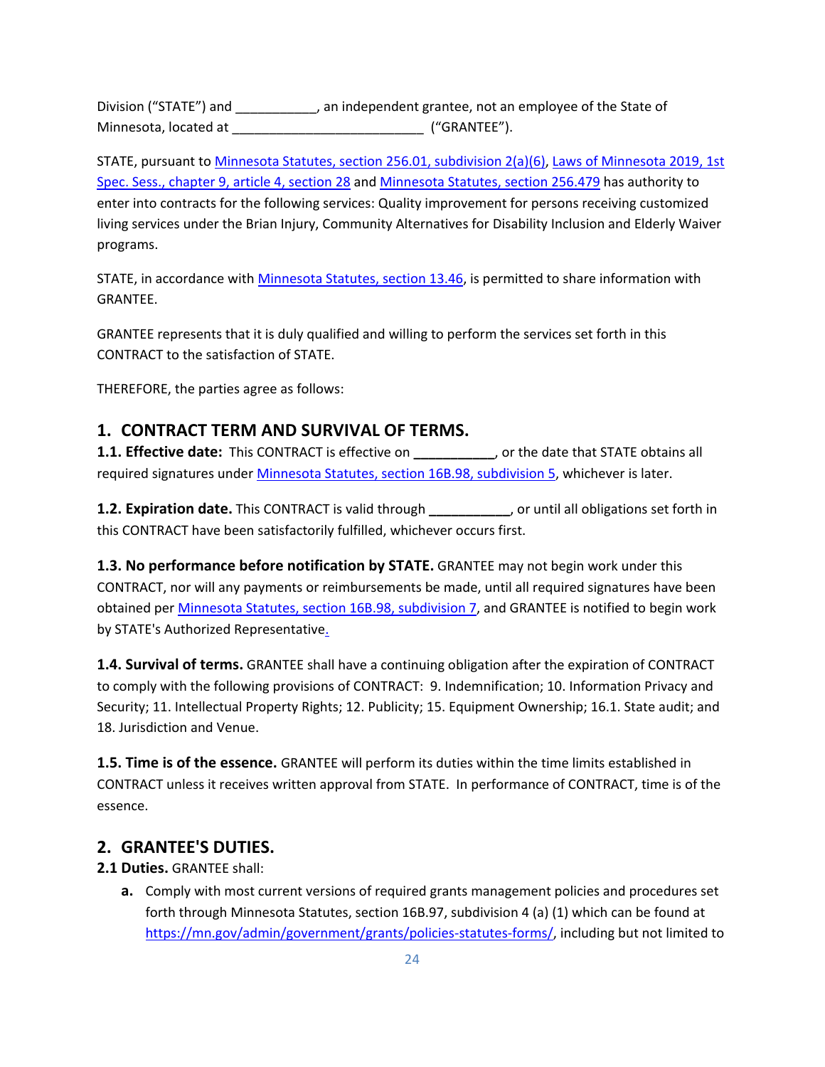Division ("STATE") and ___________, an independent grantee, not an employee of the State of Minnesota, located at _________________________ ("GRANTEE").

STATE, pursuant to Minnesota Statutes, section 256.01, subdivision 2(a)(6), Laws of Minnesota 2019, 1st Spec. Sess., chapter 9, article 4, section 28 and Minnesota Statutes, section 256.479 has authority to enter into contracts for the following services: Quality improvement for persons receiving customized living services under the Brian Injury, Community Alternatives for Disability Inclusion and Elderly Waiver programs.

STATE, in accordance with Minnesota Statutes, section 13.46, is permitted to share information with GRANTEE.

GRANTEE represents that it is duly qualified and willing to perform the services set forth in this CONTRACT to the satisfaction of STATE.

THEREFORE, the parties agree as follows:

## 1. CONTRACT TERM AND SURVIVAL OF TERMS.

**1.1. Effective date:** This CONTRACT is effective on **___________**, or the date that STATE obtains all required signatures under Minnesota Statutes, section 16B.98, subdivision 5, whichever is later.

**1.2. Expiration date.** This CONTRACT is valid through **___________**, or until all obligations set forth in this CONTRACT have been satisfactorily fulfilled, whichever occurs first.

**1.3. No performance before notification by STATE.** GRANTEE may not begin work under this CONTRACT, nor will any payments or reimbursements be made, until all required signatures have been obtained per Minnesota Statutes, section 16B.98, subdivision 7, and GRANTEE is notified to begin work by STATE's Authorized Representative.

**1.4. Survival of terms.** GRANTEE shall have a continuing obligation after the expiration of CONTRACT to comply with the following provisions of CONTRACT: 9. Indemnification; 10. Information Privacy and Security; 11. Intellectual Property Rights; 12. Publicity; 15. Equipment Ownership; 16.1. State audit; and 18. Jurisdiction and Venue.

**1.5. Time is of the essence.** GRANTEE will perform its duties within the time limits established in CONTRACT unless it receives written approval from STATE. In performance of CONTRACT, time is of the essence.

## 2. GRANTEE'S DUTIES.

**2.1 Duties.** GRANTEE shall:

**a.** Comply with most current versions of required grants management policies and procedures set forth through Minnesota Statutes, section 16B.97, subdivision 4 (a) (1) which can be found at https://mn.gov/admin/government/grants/policies-statutes-forms/, including but not limited to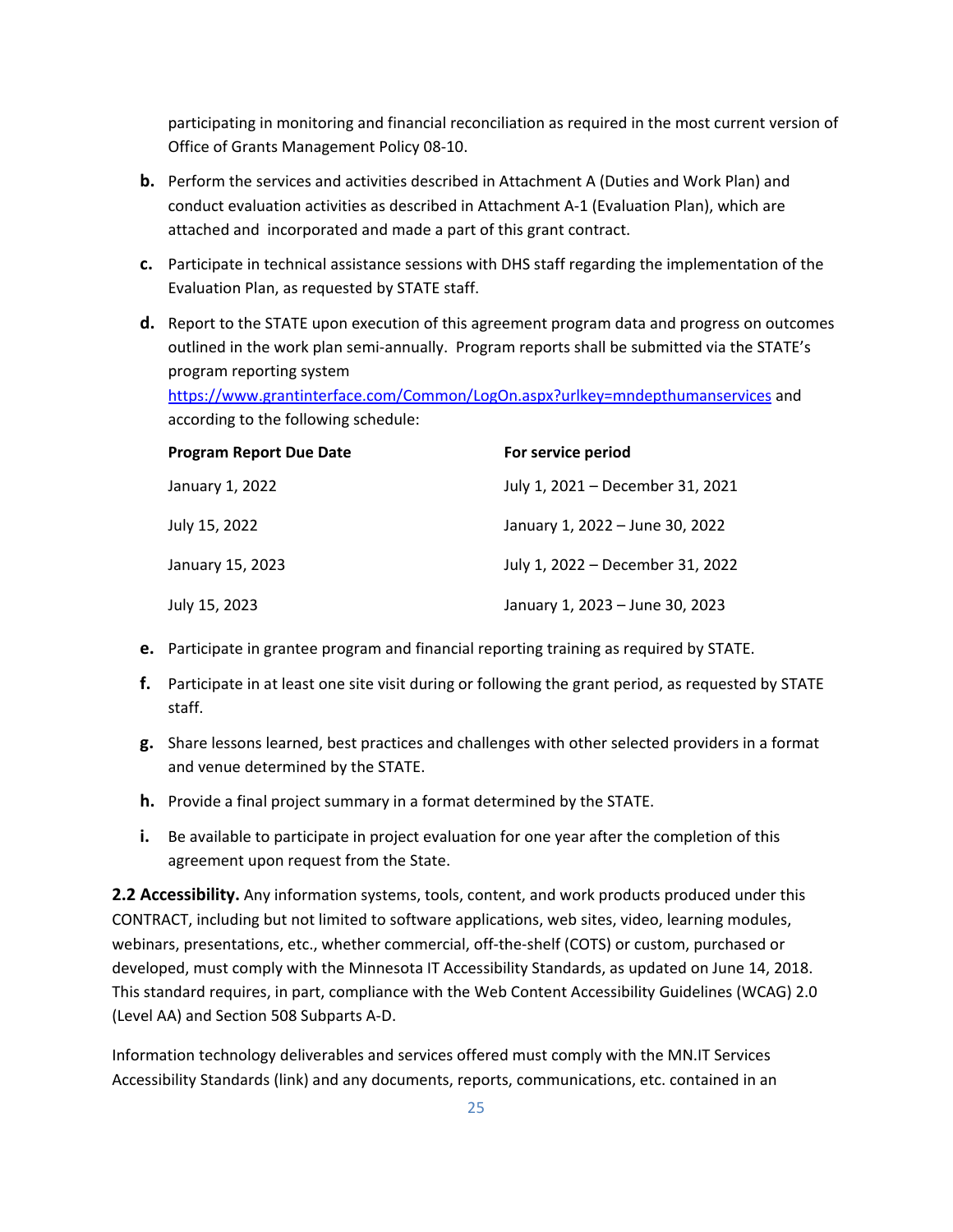participating in monitoring and financial reconciliation as required in the most current version of Office of Grants Management Policy 08-10.

**b.** Perform the services and activities described in Attachment A (Duties and Work Plan) and conduct evaluation activities as described in Attachment A-1 (Evaluation Plan), which are attached and incorporated and made a part of this grant contract.

**c.** Participate in technical assistance sessions with DHS staff regarding the implementation of the Evaluation Plan, as requested by STATE staff.

**d.** Report to the STATE upon execution of this agreement program data and progress on outcomes outlined in the work plan semi-annually. Program reports shall be submitted via the STATE's program reporting system https://www.grantinterface.com/Common/LogOn.aspx?urlkey=mndepthumanservices and according to the following schedule:

| Program Report Due Date | For service period |
|---|---|
| January 1, 2022 | July 1, 2021 – December 31, 2021 |
| July 15, 2022 | January 1, 2022 – June 30, 2022 |
| January 15, 2023 | July 1, 2022 – December 31, 2022 |
| July 15, 2023 | January 1, 2023 – June 30, 2023 |

**e.** Participate in grantee program and financial reporting training as required by STATE.

**f.** Participate in at least one site visit during or following the grant period, as requested by STATE staff.

**g.** Share lessons learned, best practices and challenges with other selected providers in a format and venue determined by the STATE.

**h.** Provide a final project summary in a format determined by the STATE.

**i.** Be available to participate in project evaluation for one year after the completion of this agreement upon request from the State.

**2.2 Accessibility.** Any information systems, tools, content, and work products produced under this CONTRACT, including but not limited to software applications, web sites, video, learning modules, webinars, presentations, etc., whether commercial, off-the-shelf (COTS) or custom, purchased or developed, must comply with the Minnesota IT Accessibility Standards, as updated on June 14, 2018. This standard requires, in part, compliance with the Web Content Accessibility Guidelines (WCAG) 2.0 (Level AA) and Section 508 Subparts A-D.

Information technology deliverables and services offered must comply with the MN.IT Services Accessibility Standards (link) and any documents, reports, communications, etc. contained in an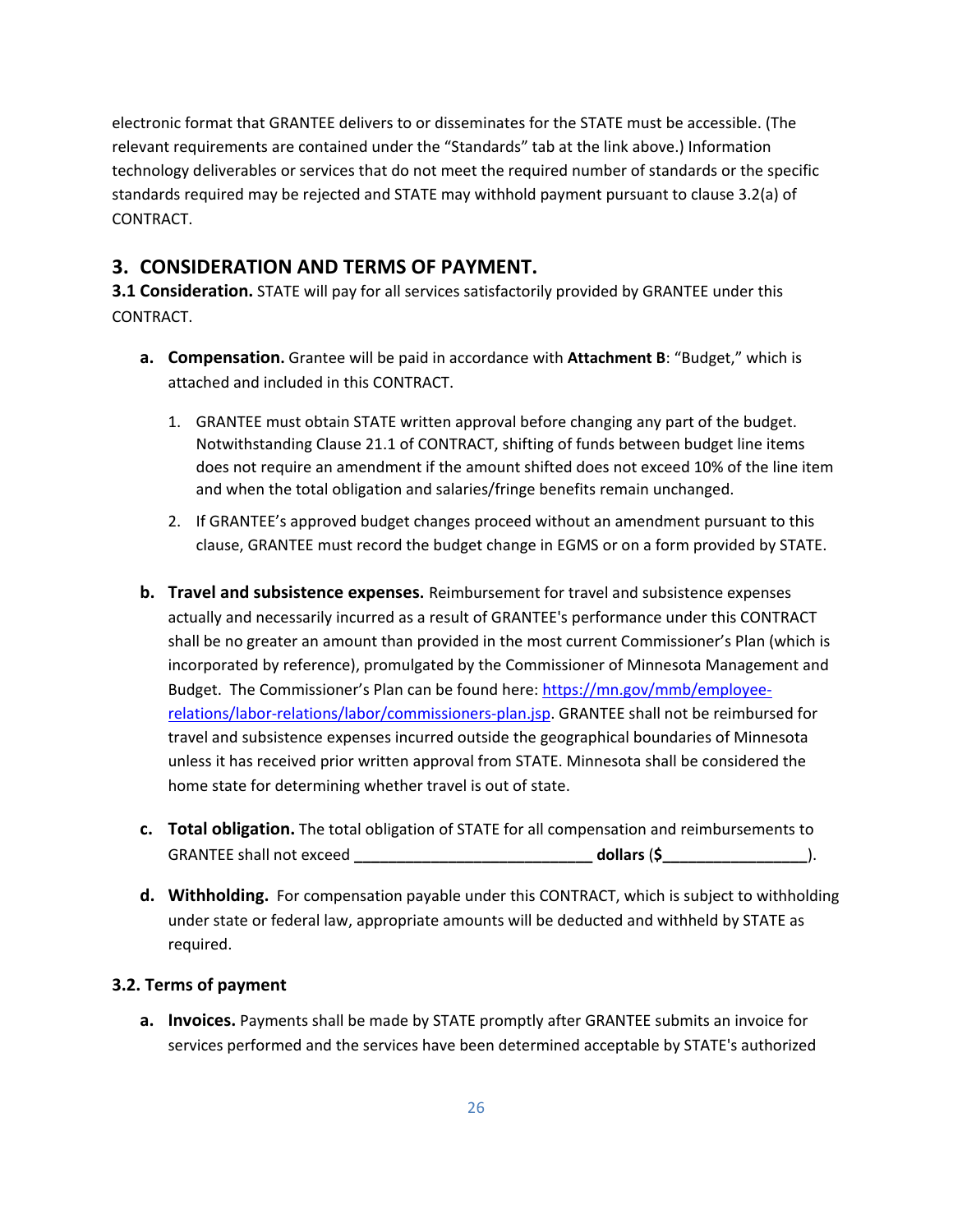electronic format that GRANTEE delivers to or disseminates for the STATE must be accessible. (The relevant requirements are contained under the "Standards" tab at the link above.) Information technology deliverables or services that do not meet the required number of standards or the specific standards required may be rejected and STATE may withhold payment pursuant to clause 3.2(a) of CONTRACT.

## 3. CONSIDERATION AND TERMS OF PAYMENT.

**3.1 Consideration.** STATE will pay for all services satisfactorily provided by GRANTEE under this CONTRACT.

- **a. Compensation.** Grantee will be paid in accordance with **Attachment B**: "Budget," which is attached and included in this CONTRACT.

  1. GRANTEE must obtain STATE written approval before changing any part of the budget. Notwithstanding Clause 21.1 of CONTRACT, shifting of funds between budget line items does not require an amendment if the amount shifted does not exceed 10% of the line item and when the total obligation and salaries/fringe benefits remain unchanged.
  2. If GRANTEE's approved budget changes proceed without an amendment pursuant to this clause, GRANTEE must record the budget change in EGMS or on a form provided by STATE.

- **b. Travel and subsistence expenses.** Reimbursement for travel and subsistence expenses actually and necessarily incurred as a result of GRANTEE's performance under this CONTRACT shall be no greater an amount than provided in the most current Commissioner's Plan (which is incorporated by reference), promulgated by the Commissioner of Minnesota Management and Budget. The Commissioner's Plan can be found here: https://mn.gov/mmb/employee-relations/labor-relations/labor/commissioners-plan.jsp. GRANTEE shall not be reimbursed for travel and subsistence expenses incurred outside the geographical boundaries of Minnesota unless it has received prior written approval from STATE. Minnesota shall be considered the home state for determining whether travel is out of state.

- **c. Total obligation.** The total obligation of STATE for all compensation and reimbursements to GRANTEE shall not exceed **___________________________ dollars ($________________**).

- **d. Withholding.** For compensation payable under this CONTRACT, which is subject to withholding under state or federal law, appropriate amounts will be deducted and withheld by STATE as required.

### 3.2. Terms of payment

- **a. Invoices.** Payments shall be made by STATE promptly after GRANTEE submits an invoice for services performed and the services have been determined acceptable by STATE's authorized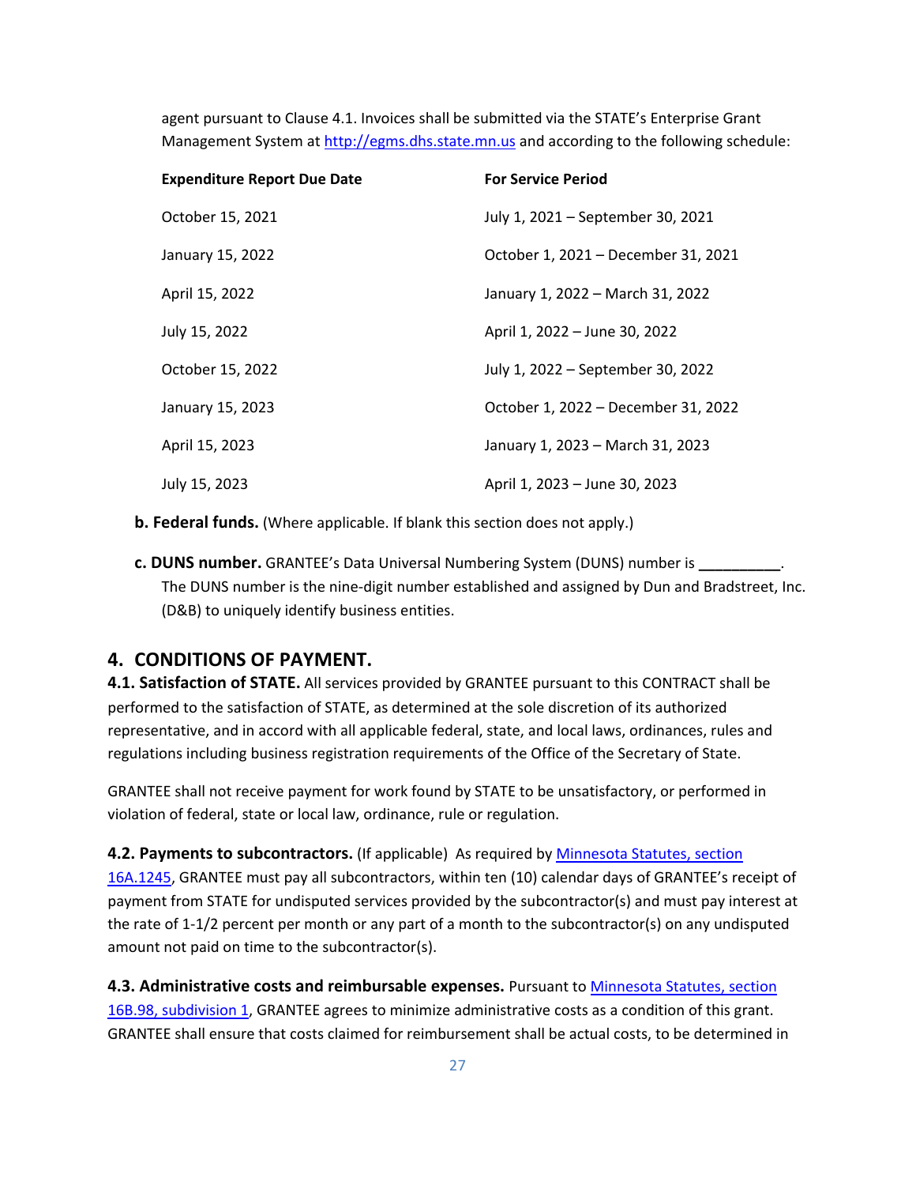agent pursuant to Clause 4.1. Invoices shall be submitted via the STATE's Enterprise Grant Management System at http://egms.dhs.state.mn.us and according to the following schedule:

| Expenditure Report Due Date | For Service Period |
|---|---|
| October 15, 2021 | July 1, 2021 – September 30, 2021 |
| January 15, 2022 | October 1, 2021 – December 31, 2021 |
| April 15, 2022 | January 1, 2022 – March 31, 2022 |
| July 15, 2022 | April 1, 2022 – June 30, 2022 |
| October 15, 2022 | July 1, 2022 – September 30, 2022 |
| January 15, 2023 | October 1, 2022 – December 31, 2022 |
| April 15, 2023 | January 1, 2023 – March 31, 2023 |
| July 15, 2023 | April 1, 2023 – June 30, 2023 |

**b. Federal funds.** (Where applicable. If blank this section does not apply.)

**c. DUNS number.** GRANTEE's Data Universal Numbering System (DUNS) number is **_________**. The DUNS number is the nine-digit number established and assigned by Dun and Bradstreet, Inc. (D&B) to uniquely identify business entities.

## 4. CONDITIONS OF PAYMENT.

**4.1. Satisfaction of STATE.** All services provided by GRANTEE pursuant to this CONTRACT shall be performed to the satisfaction of STATE, as determined at the sole discretion of its authorized representative, and in accord with all applicable federal, state, and local laws, ordinances, rules and regulations including business registration requirements of the Office of the Secretary of State.

GRANTEE shall not receive payment for work found by STATE to be unsatisfactory, or performed in violation of federal, state or local law, ordinance, rule or regulation.

**4.2. Payments to subcontractors.** (If applicable) As required by Minnesota Statutes, section 16A.1245, GRANTEE must pay all subcontractors, within ten (10) calendar days of GRANTEE's receipt of payment from STATE for undisputed services provided by the subcontractor(s) and must pay interest at the rate of 1-1/2 percent per month or any part of a month to the subcontractor(s) on any undisputed amount not paid on time to the subcontractor(s).

**4.3. Administrative costs and reimbursable expenses.** Pursuant to Minnesota Statutes, section 16B.98, subdivision 1, GRANTEE agrees to minimize administrative costs as a condition of this grant. GRANTEE shall ensure that costs claimed for reimbursement shall be actual costs, to be determined in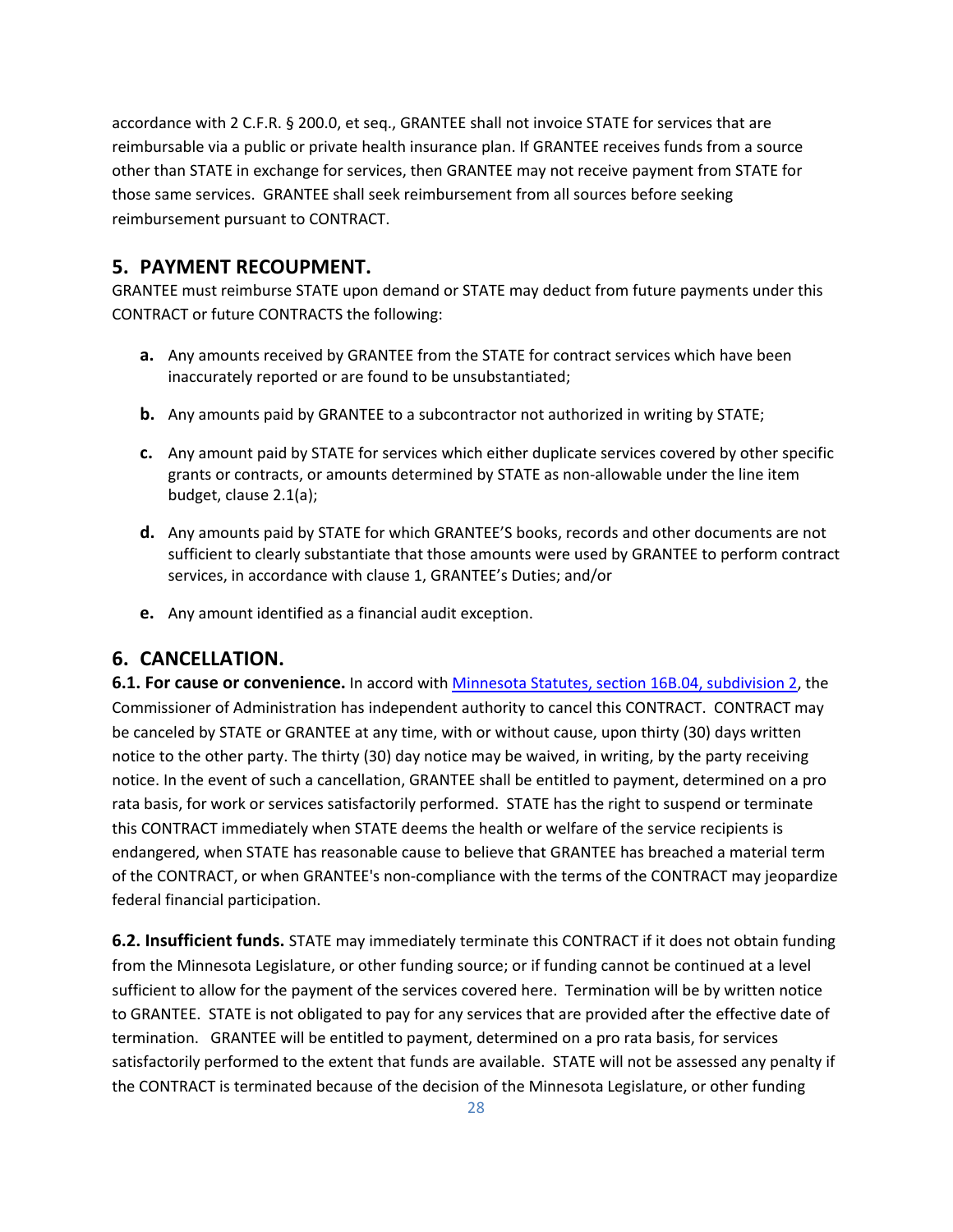accordance with 2 C.F.R. § 200.0, et seq., GRANTEE shall not invoice STATE for services that are reimbursable via a public or private health insurance plan. If GRANTEE receives funds from a source other than STATE in exchange for services, then GRANTEE may not receive payment from STATE for those same services. GRANTEE shall seek reimbursement from all sources before seeking reimbursement pursuant to CONTRACT.

## 5. PAYMENT RECOUPMENT.

GRANTEE must reimburse STATE upon demand or STATE may deduct from future payments under this CONTRACT or future CONTRACTS the following:

- **a.** Any amounts received by GRANTEE from the STATE for contract services which have been inaccurately reported or are found to be unsubstantiated;
- **b.** Any amounts paid by GRANTEE to a subcontractor not authorized in writing by STATE;
- **c.** Any amount paid by STATE for services which either duplicate services covered by other specific grants or contracts, or amounts determined by STATE as non-allowable under the line item budget, clause 2.1(a);
- **d.** Any amounts paid by STATE for which GRANTEE'S books, records and other documents are not sufficient to clearly substantiate that those amounts were used by GRANTEE to perform contract services, in accordance with clause 1, GRANTEE's Duties; and/or
- **e.** Any amount identified as a financial audit exception.

## 6. CANCELLATION.

**6.1. For cause or convenience.** In accord with [Minnesota Statutes, section 16B.04, subdivision 2](), the Commissioner of Administration has independent authority to cancel this CONTRACT. CONTRACT may be canceled by STATE or GRANTEE at any time, with or without cause, upon thirty (30) days written notice to the other party. The thirty (30) day notice may be waived, in writing, by the party receiving notice. In the event of such a cancellation, GRANTEE shall be entitled to payment, determined on a pro rata basis, for work or services satisfactorily performed. STATE has the right to suspend or terminate this CONTRACT immediately when STATE deems the health or welfare of the service recipients is endangered, when STATE has reasonable cause to believe that GRANTEE has breached a material term of the CONTRACT, or when GRANTEE's non-compliance with the terms of the CONTRACT may jeopardize federal financial participation.

**6.2. Insufficient funds.** STATE may immediately terminate this CONTRACT if it does not obtain funding from the Minnesota Legislature, or other funding source; or if funding cannot be continued at a level sufficient to allow for the payment of the services covered here. Termination will be by written notice to GRANTEE. STATE is not obligated to pay for any services that are provided after the effective date of termination. GRANTEE will be entitled to payment, determined on a pro rata basis, for services satisfactorily performed to the extent that funds are available. STATE will not be assessed any penalty if the CONTRACT is terminated because of the decision of the Minnesota Legislature, or other funding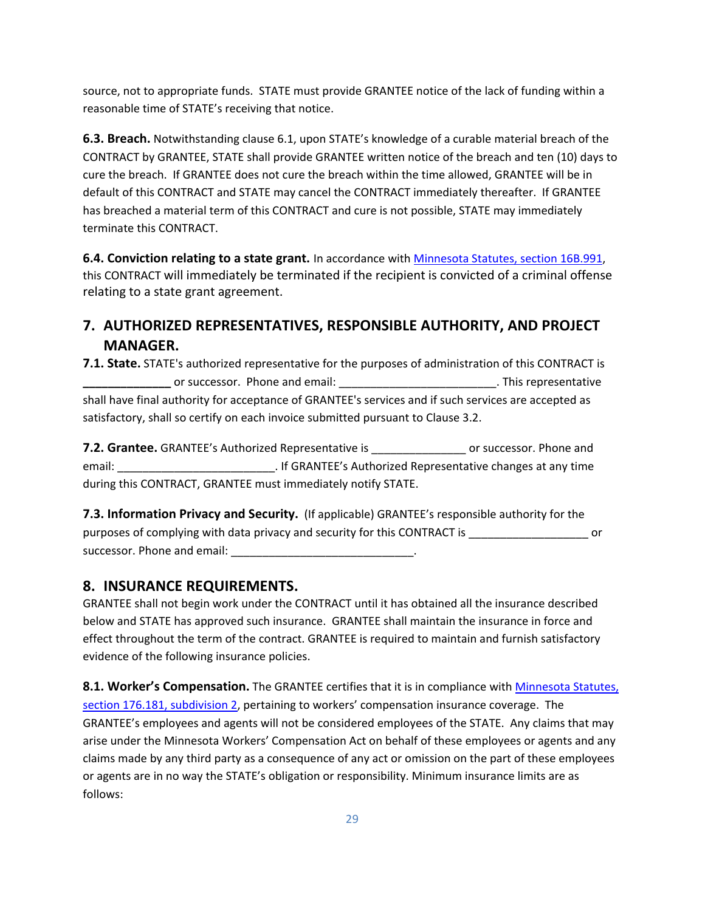source, not to appropriate funds. STATE must provide GRANTEE notice of the lack of funding within a reasonable time of STATE's receiving that notice.

**6.3. Breach.** Notwithstanding clause 6.1, upon STATE's knowledge of a curable material breach of the CONTRACT by GRANTEE, STATE shall provide GRANTEE written notice of the breach and ten (10) days to cure the breach. If GRANTEE does not cure the breach within the time allowed, GRANTEE will be in default of this CONTRACT and STATE may cancel the CONTRACT immediately thereafter. If GRANTEE has breached a material term of this CONTRACT and cure is not possible, STATE may immediately terminate this CONTRACT.

**6.4. Conviction relating to a state grant.** In accordance with Minnesota Statutes, section 16B.991, this CONTRACT will immediately be terminated if the recipient is convicted of a criminal offense relating to a state grant agreement.

## 7. AUTHORIZED REPRESENTATIVES, RESPONSIBLE AUTHORITY, AND PROJECT MANAGER.

**7.1. State.** STATE's authorized representative for the purposes of administration of this CONTRACT is ______________ or successor. Phone and email: _________________________. This representative shall have final authority for acceptance of GRANTEE's services and if such services are accepted as satisfactory, shall so certify on each invoice submitted pursuant to Clause 3.2.

**7.2. Grantee.** GRANTEE's Authorized Representative is _______________ or successor. Phone and email: _________________________. If GRANTEE's Authorized Representative changes at any time during this CONTRACT, GRANTEE must immediately notify STATE.

**7.3. Information Privacy and Security.** (If applicable) GRANTEE's responsible authority for the purposes of complying with data privacy and security for this CONTRACT is ___________________ or successor. Phone and email: _____________________________.

## 8. INSURANCE REQUIREMENTS.

GRANTEE shall not begin work under the CONTRACT until it has obtained all the insurance described below and STATE has approved such insurance. GRANTEE shall maintain the insurance in force and effect throughout the term of the contract. GRANTEE is required to maintain and furnish satisfactory evidence of the following insurance policies.

**8.1. Worker's Compensation.** The GRANTEE certifies that it is in compliance with Minnesota Statutes, section 176.181, subdivision 2, pertaining to workers' compensation insurance coverage. The GRANTEE's employees and agents will not be considered employees of the STATE. Any claims that may arise under the Minnesota Workers' Compensation Act on behalf of these employees or agents and any claims made by any third party as a consequence of any act or omission on the part of these employees or agents are in no way the STATE's obligation or responsibility. Minimum insurance limits are as follows: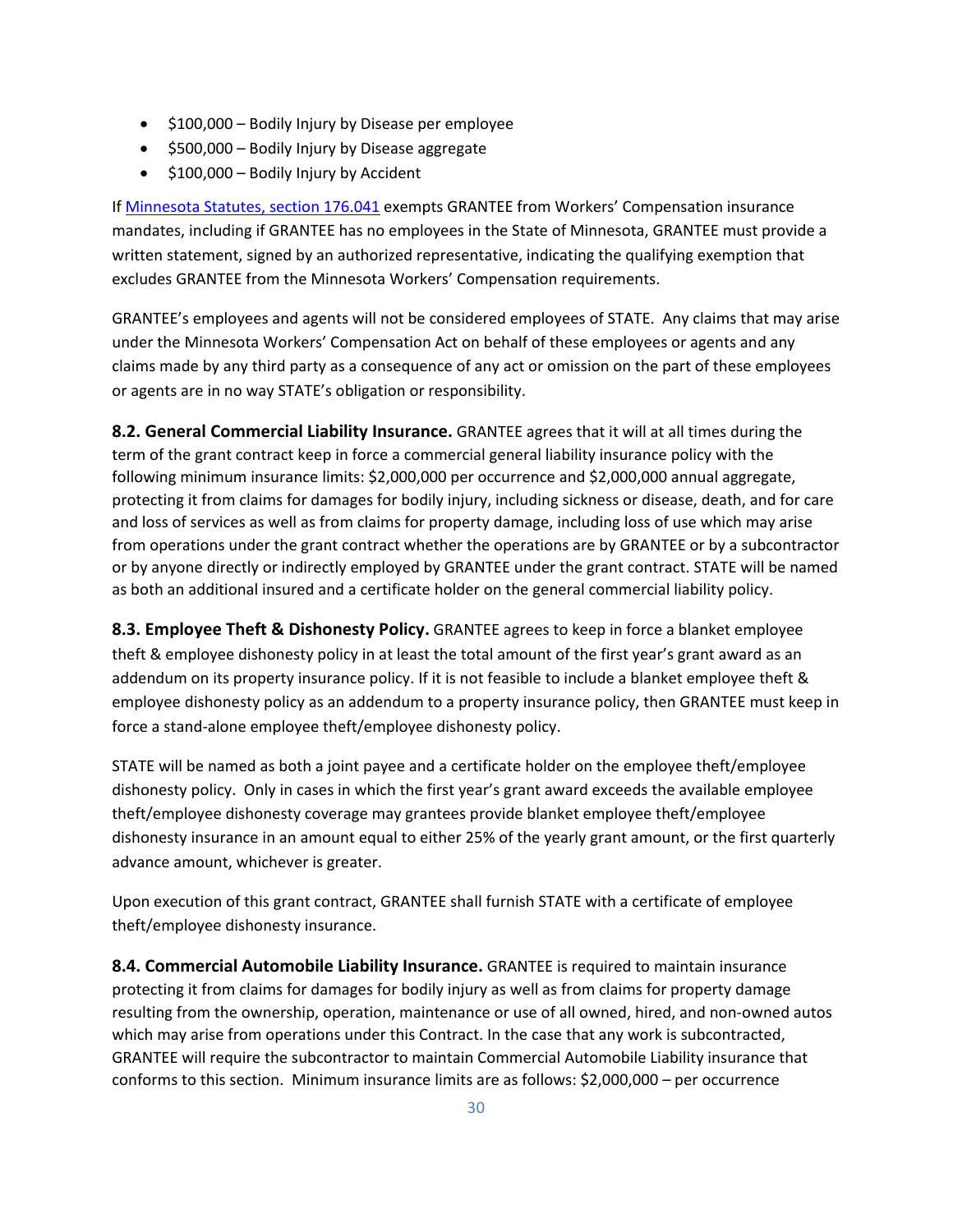- $100,000 – Bodily Injury by Disease per employee
- $500,000 – Bodily Injury by Disease aggregate
- $100,000 – Bodily Injury by Accident

If [Minnesota Statutes, section 176.041](https://www.revisor.mn.gov/statutes/cite/176.041) exempts GRANTEE from Workers' Compensation insurance mandates, including if GRANTEE has no employees in the State of Minnesota, GRANTEE must provide a written statement, signed by an authorized representative, indicating the qualifying exemption that excludes GRANTEE from the Minnesota Workers' Compensation requirements.

GRANTEE's employees and agents will not be considered employees of STATE. Any claims that may arise under the Minnesota Workers' Compensation Act on behalf of these employees or agents and any claims made by any third party as a consequence of any act or omission on the part of these employees or agents are in no way STATE's obligation or responsibility.

**8.2. General Commercial Liability Insurance.** GRANTEE agrees that it will at all times during the term of the grant contract keep in force a commercial general liability insurance policy with the following minimum insurance limits: $2,000,000 per occurrence and $2,000,000 annual aggregate, protecting it from claims for damages for bodily injury, including sickness or disease, death, and for care and loss of services as well as from claims for property damage, including loss of use which may arise from operations under the grant contract whether the operations are by GRANTEE or by a subcontractor or by anyone directly or indirectly employed by GRANTEE under the grant contract. STATE will be named as both an additional insured and a certificate holder on the general commercial liability policy.

**8.3. Employee Theft & Dishonesty Policy.** GRANTEE agrees to keep in force a blanket employee theft & employee dishonesty policy in at least the total amount of the first year's grant award as an addendum on its property insurance policy. If it is not feasible to include a blanket employee theft & employee dishonesty policy as an addendum to a property insurance policy, then GRANTEE must keep in force a stand-alone employee theft/employee dishonesty policy.

STATE will be named as both a joint payee and a certificate holder on the employee theft/employee dishonesty policy. Only in cases in which the first year's grant award exceeds the available employee theft/employee dishonesty coverage may grantees provide blanket employee theft/employee dishonesty insurance in an amount equal to either 25% of the yearly grant amount, or the first quarterly advance amount, whichever is greater.

Upon execution of this grant contract, GRANTEE shall furnish STATE with a certificate of employee theft/employee dishonesty insurance.

**8.4. Commercial Automobile Liability Insurance.** GRANTEE is required to maintain insurance protecting it from claims for damages for bodily injury as well as from claims for property damage resulting from the ownership, operation, maintenance or use of all owned, hired, and non-owned autos which may arise from operations under this Contract. In the case that any work is subcontracted, GRANTEE will require the subcontractor to maintain Commercial Automobile Liability insurance that conforms to this section. Minimum insurance limits are as follows: $2,000,000 – per occurrence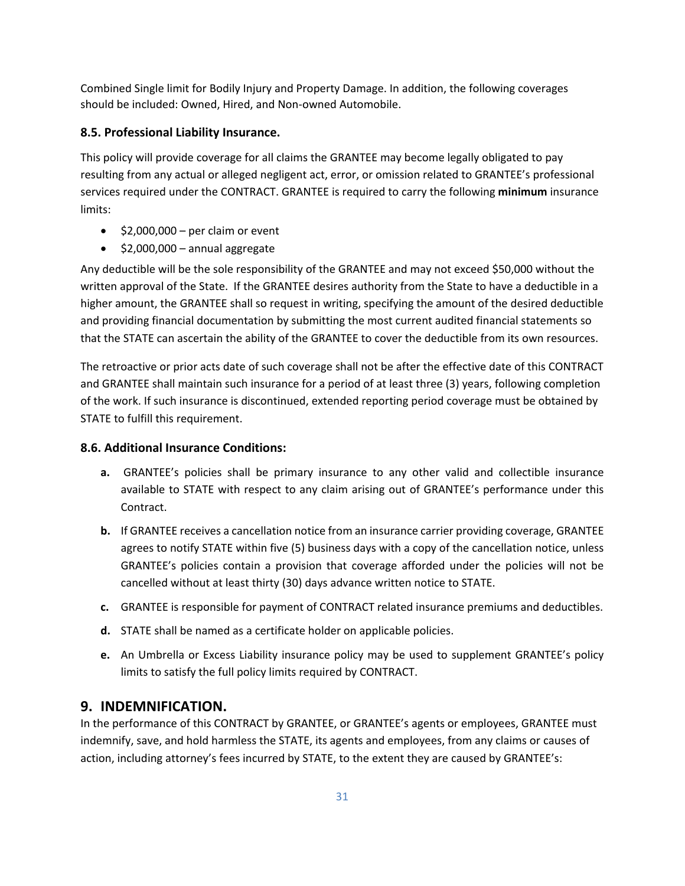Combined Single limit for Bodily Injury and Property Damage. In addition, the following coverages should be included: Owned, Hired, and Non-owned Automobile.

### 8.5. Professional Liability Insurance.

This policy will provide coverage for all claims the GRANTEE may become legally obligated to pay resulting from any actual or alleged negligent act, error, or omission related to GRANTEE's professional services required under the CONTRACT. GRANTEE is required to carry the following **minimum** insurance limits:

- $2,000,000 – per claim or event
- $2,000,000 – annual aggregate

Any deductible will be the sole responsibility of the GRANTEE and may not exceed $50,000 without the written approval of the State. If the GRANTEE desires authority from the State to have a deductible in a higher amount, the GRANTEE shall so request in writing, specifying the amount of the desired deductible and providing financial documentation by submitting the most current audited financial statements so that the STATE can ascertain the ability of the GRANTEE to cover the deductible from its own resources.

The retroactive or prior acts date of such coverage shall not be after the effective date of this CONTRACT and GRANTEE shall maintain such insurance for a period of at least three (3) years, following completion of the work. If such insurance is discontinued, extended reporting period coverage must be obtained by STATE to fulfill this requirement.

### 8.6. Additional Insurance Conditions:

**a.** GRANTEE's policies shall be primary insurance to any other valid and collectible insurance available to STATE with respect to any claim arising out of GRANTEE's performance under this Contract.

**b.** If GRANTEE receives a cancellation notice from an insurance carrier providing coverage, GRANTEE agrees to notify STATE within five (5) business days with a copy of the cancellation notice, unless GRANTEE's policies contain a provision that coverage afforded under the policies will not be cancelled without at least thirty (30) days advance written notice to STATE.

**c.** GRANTEE is responsible for payment of CONTRACT related insurance premiums and deductibles.

**d.** STATE shall be named as a certificate holder on applicable policies.

**e.** An Umbrella or Excess Liability insurance policy may be used to supplement GRANTEE's policy limits to satisfy the full policy limits required by CONTRACT.

## 9. INDEMNIFICATION.

In the performance of this CONTRACT by GRANTEE, or GRANTEE's agents or employees, GRANTEE must indemnify, save, and hold harmless the STATE, its agents and employees, from any claims or causes of action, including attorney's fees incurred by STATE, to the extent they are caused by GRANTEE's: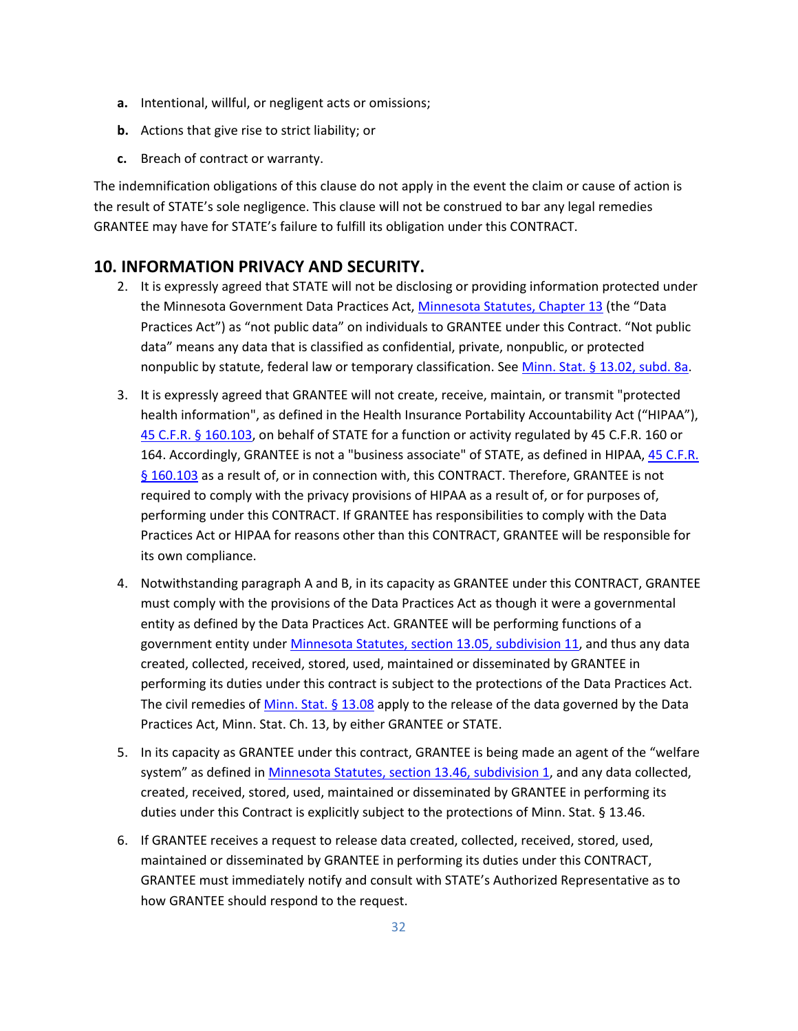a. Intentional, willful, or negligent acts or omissions;

b. Actions that give rise to strict liability; or

c. Breach of contract or warranty.

The indemnification obligations of this clause do not apply in the event the claim or cause of action is the result of STATE's sole negligence. This clause will not be construed to bar any legal remedies GRANTEE may have for STATE's failure to fulfill its obligation under this CONTRACT.

## 10. INFORMATION PRIVACY AND SECURITY.

2. It is expressly agreed that STATE will not be disclosing or providing information protected under the Minnesota Government Data Practices Act, [Minnesota Statutes, Chapter 13](#) (the "Data Practices Act") as "not public data" on individuals to GRANTEE under this Contract. "Not public data" means any data that is classified as confidential, private, nonpublic, or protected nonpublic by statute, federal law or temporary classification. See [Minn. Stat. § 13.02, subd. 8a](#).

3. It is expressly agreed that GRANTEE will not create, receive, maintain, or transmit "protected health information", as defined in the Health Insurance Portability Accountability Act ("HIPAA"), [45 C.F.R. § 160.103](#), on behalf of STATE for a function or activity regulated by 45 C.F.R. 160 or 164. Accordingly, GRANTEE is not a "business associate" of STATE, as defined in HIPAA, [45 C.F.R. § 160.103](#) as a result of, or in connection with, this CONTRACT. Therefore, GRANTEE is not required to comply with the privacy provisions of HIPAA as a result of, or for purposes of, performing under this CONTRACT. If GRANTEE has responsibilities to comply with the Data Practices Act or HIPAA for reasons other than this CONTRACT, GRANTEE will be responsible for its own compliance.

4. Notwithstanding paragraph A and B, in its capacity as GRANTEE under this CONTRACT, GRANTEE must comply with the provisions of the Data Practices Act as though it were a governmental entity as defined by the Data Practices Act. GRANTEE will be performing functions of a government entity under [Minnesota Statutes, section 13.05, subdivision 11](#), and thus any data created, collected, received, stored, used, maintained or disseminated by GRANTEE in performing its duties under this contract is subject to the protections of the Data Practices Act. The civil remedies of [Minn. Stat. § 13.08](#) apply to the release of the data governed by the Data Practices Act, Minn. Stat. Ch. 13, by either GRANTEE or STATE.

5. In its capacity as GRANTEE under this contract, GRANTEE is being made an agent of the "welfare system" as defined in [Minnesota Statutes, section 13.46, subdivision 1](#), and any data collected, created, received, stored, used, maintained or disseminated by GRANTEE in performing its duties under this Contract is explicitly subject to the protections of Minn. Stat. § 13.46.

6. If GRANTEE receives a request to release data created, collected, received, stored, used, maintained or disseminated by GRANTEE in performing its duties under this CONTRACT, GRANTEE must immediately notify and consult with STATE's Authorized Representative as to how GRANTEE should respond to the request.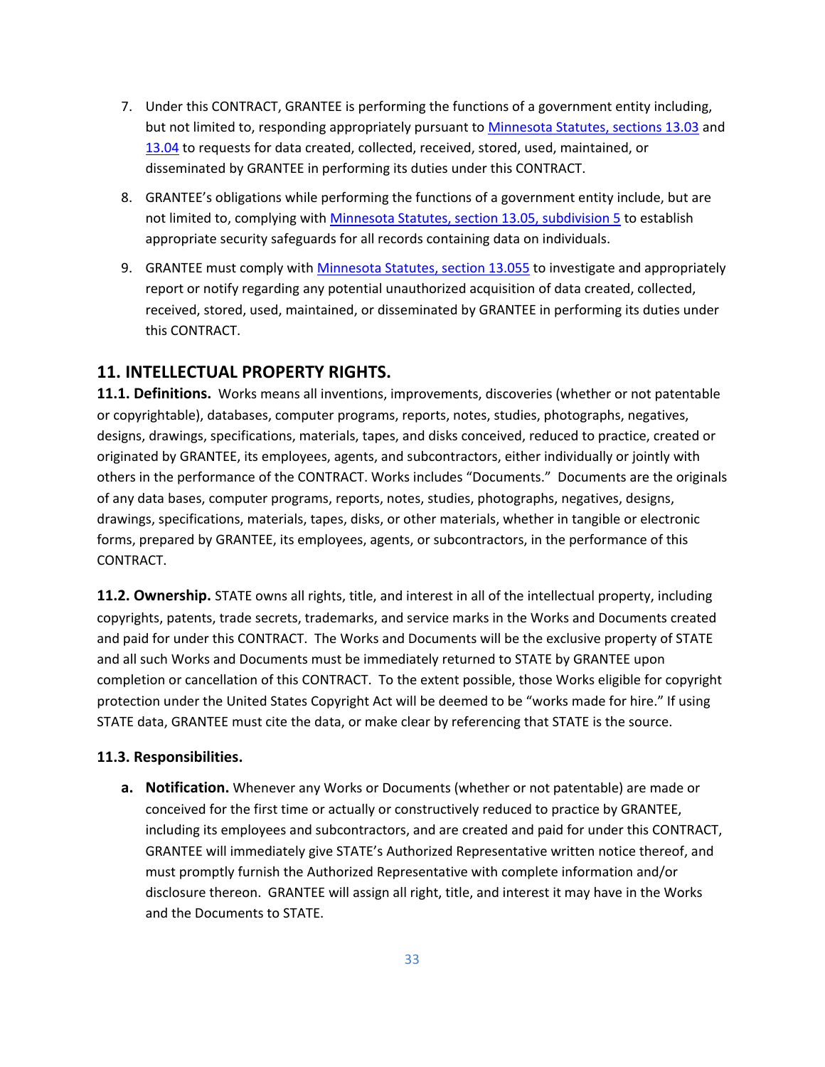7. Under this CONTRACT, GRANTEE is performing the functions of a government entity including, but not limited to, responding appropriately pursuant to [Minnesota Statutes, sections 13.03](#) and [13.04](#) to requests for data created, collected, received, stored, used, maintained, or disseminated by GRANTEE in performing its duties under this CONTRACT.
8. GRANTEE's obligations while performing the functions of a government entity include, but are not limited to, complying with [Minnesota Statutes, section 13.05, subdivision 5](#) to establish appropriate security safeguards for all records containing data on individuals.
9. GRANTEE must comply with [Minnesota Statutes, section 13.055](#) to investigate and appropriately report or notify regarding any potential unauthorized acquisition of data created, collected, received, stored, used, maintained, or disseminated by GRANTEE in performing its duties under this CONTRACT.

## 11. INTELLECTUAL PROPERTY RIGHTS.

**11.1. Definitions.** Works means all inventions, improvements, discoveries (whether or not patentable or copyrightable), databases, computer programs, reports, notes, studies, photographs, negatives, designs, drawings, specifications, materials, tapes, and disks conceived, reduced to practice, created or originated by GRANTEE, its employees, agents, and subcontractors, either individually or jointly with others in the performance of the CONTRACT. Works includes "Documents." Documents are the originals of any data bases, computer programs, reports, notes, studies, photographs, negatives, designs, drawings, specifications, materials, tapes, disks, or other materials, whether in tangible or electronic forms, prepared by GRANTEE, its employees, agents, or subcontractors, in the performance of this CONTRACT.

**11.2. Ownership.** STATE owns all rights, title, and interest in all of the intellectual property, including copyrights, patents, trade secrets, trademarks, and service marks in the Works and Documents created and paid for under this CONTRACT. The Works and Documents will be the exclusive property of STATE and all such Works and Documents must be immediately returned to STATE by GRANTEE upon completion or cancellation of this CONTRACT. To the extent possible, those Works eligible for copyright protection under the United States Copyright Act will be deemed to be "works made for hire." If using STATE data, GRANTEE must cite the data, or make clear by referencing that STATE is the source.

**11.3. Responsibilities.**

a. **Notification.** Whenever any Works or Documents (whether or not patentable) are made or conceived for the first time or actually or constructively reduced to practice by GRANTEE, including its employees and subcontractors, and are created and paid for under this CONTRACT, GRANTEE will immediately give STATE's Authorized Representative written notice thereof, and must promptly furnish the Authorized Representative with complete information and/or disclosure thereon. GRANTEE will assign all right, title, and interest it may have in the Works and the Documents to STATE.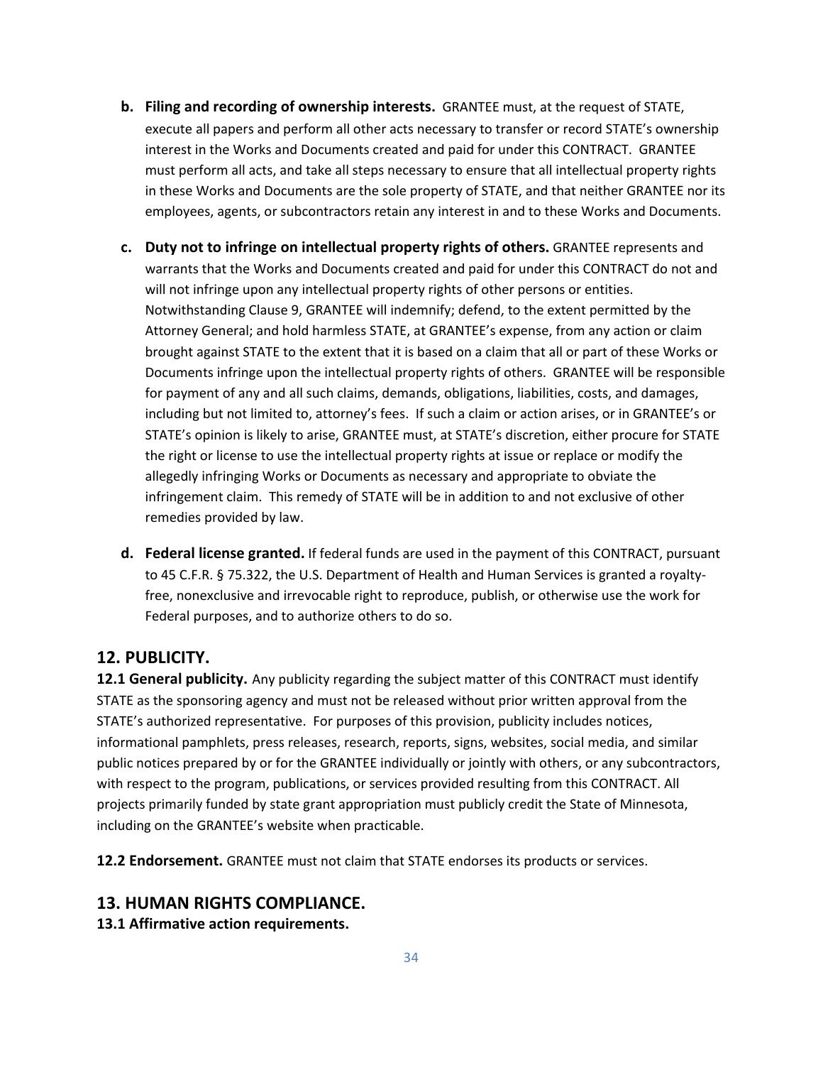- **b. Filing and recording of ownership interests.** GRANTEE must, at the request of STATE, execute all papers and perform all other acts necessary to transfer or record STATE's ownership interest in the Works and Documents created and paid for under this CONTRACT. GRANTEE must perform all acts, and take all steps necessary to ensure that all intellectual property rights in these Works and Documents are the sole property of STATE, and that neither GRANTEE nor its employees, agents, or subcontractors retain any interest in and to these Works and Documents.

- **c. Duty not to infringe on intellectual property rights of others.** GRANTEE represents and warrants that the Works and Documents created and paid for under this CONTRACT do not and will not infringe upon any intellectual property rights of other persons or entities. Notwithstanding Clause 9, GRANTEE will indemnify; defend, to the extent permitted by the Attorney General; and hold harmless STATE, at GRANTEE's expense, from any action or claim brought against STATE to the extent that it is based on a claim that all or part of these Works or Documents infringe upon the intellectual property rights of others. GRANTEE will be responsible for payment of any and all such claims, demands, obligations, liabilities, costs, and damages, including but not limited to, attorney's fees. If such a claim or action arises, or in GRANTEE's or STATE's opinion is likely to arise, GRANTEE must, at STATE's discretion, either procure for STATE the right or license to use the intellectual property rights at issue or replace or modify the allegedly infringing Works or Documents as necessary and appropriate to obviate the infringement claim. This remedy of STATE will be in addition to and not exclusive of other remedies provided by law.

- **d. Federal license granted.** If federal funds are used in the payment of this CONTRACT, pursuant to 45 C.F.R. § 75.322, the U.S. Department of Health and Human Services is granted a royalty-free, nonexclusive and irrevocable right to reproduce, publish, or otherwise use the work for Federal purposes, and to authorize others to do so.

## 12. PUBLICITY.

**12.1 General publicity.** Any publicity regarding the subject matter of this CONTRACT must identify STATE as the sponsoring agency and must not be released without prior written approval from the STATE's authorized representative. For purposes of this provision, publicity includes notices, informational pamphlets, press releases, research, reports, signs, websites, social media, and similar public notices prepared by or for the GRANTEE individually or jointly with others, or any subcontractors, with respect to the program, publications, or services provided resulting from this CONTRACT. All projects primarily funded by state grant appropriation must publicly credit the State of Minnesota, including on the GRANTEE's website when practicable.

**12.2 Endorsement.** GRANTEE must not claim that STATE endorses its products or services.

## 13. HUMAN RIGHTS COMPLIANCE.

**13.1 Affirmative action requirements.**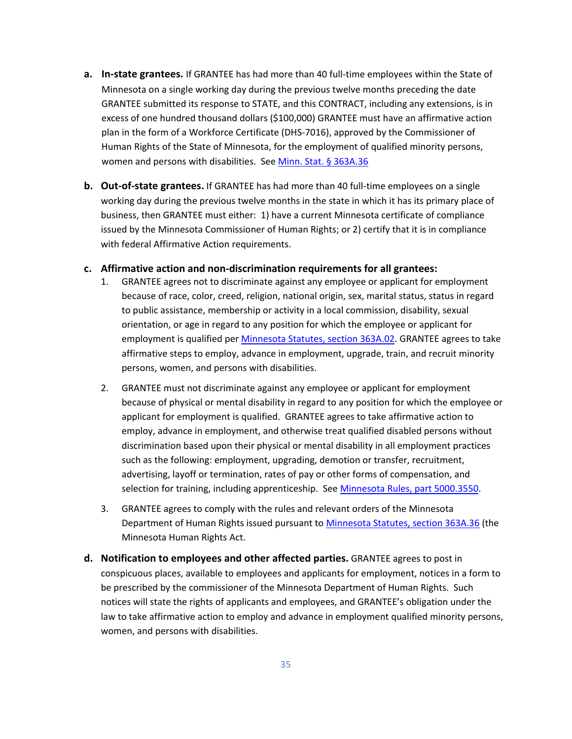a. **In-state grantees.** If GRANTEE has had more than 40 full-time employees within the State of Minnesota on a single working day during the previous twelve months preceding the date GRANTEE submitted its response to STATE, and this CONTRACT, including any extensions, is in excess of one hundred thousand dollars ($100,000) GRANTEE must have an affirmative action plan in the form of a Workforce Certificate (DHS-7016), approved by the Commissioner of Human Rights of the State of Minnesota, for the employment of qualified minority persons, women and persons with disabilities. See Minn. Stat. § 363A.36

b. **Out-of-state grantees.** If GRANTEE has had more than 40 full-time employees on a single working day during the previous twelve months in the state in which it has its primary place of business, then GRANTEE must either: 1) have a current Minnesota certificate of compliance issued by the Minnesota Commissioner of Human Rights; or 2) certify that it is in compliance with federal Affirmative Action requirements.

c. **Affirmative action and non-discrimination requirements for all grantees:**

   1. GRANTEE agrees not to discriminate against any employee or applicant for employment because of race, color, creed, religion, national origin, sex, marital status, status in regard to public assistance, membership or activity in a local commission, disability, sexual orientation, or age in regard to any position for which the employee or applicant for employment is qualified per Minnesota Statutes, section 363A.02. GRANTEE agrees to take affirmative steps to employ, advance in employment, upgrade, train, and recruit minority persons, women, and persons with disabilities.

   2. GRANTEE must not discriminate against any employee or applicant for employment because of physical or mental disability in regard to any position for which the employee or applicant for employment is qualified. GRANTEE agrees to take affirmative action to employ, advance in employment, and otherwise treat qualified disabled persons without discrimination based upon their physical or mental disability in all employment practices such as the following: employment, upgrading, demotion or transfer, recruitment, advertising, layoff or termination, rates of pay or other forms of compensation, and selection for training, including apprenticeship. See Minnesota Rules, part 5000.3550.

   3. GRANTEE agrees to comply with the rules and relevant orders of the Minnesota Department of Human Rights issued pursuant to Minnesota Statutes, section 363A.36 (the Minnesota Human Rights Act.

d. **Notification to employees and other affected parties.** GRANTEE agrees to post in conspicuous places, available to employees and applicants for employment, notices in a form to be prescribed by the commissioner of the Minnesota Department of Human Rights. Such notices will state the rights of applicants and employees, and GRANTEE's obligation under the law to take affirmative action to employ and advance in employment qualified minority persons, women, and persons with disabilities.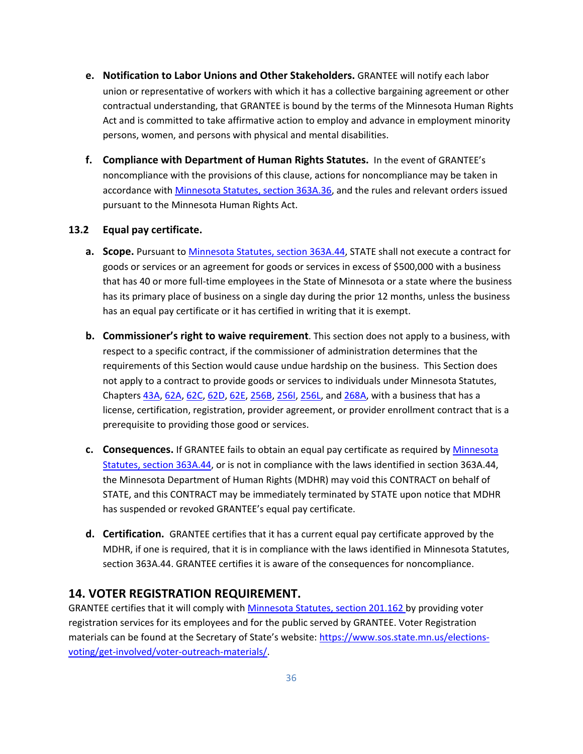- **e. Notification to Labor Unions and Other Stakeholders.** GRANTEE will notify each labor union or representative of workers with which it has a collective bargaining agreement or other contractual understanding, that GRANTEE is bound by the terms of the Minnesota Human Rights Act and is committed to take affirmative action to employ and advance in employment minority persons, women, and persons with physical and mental disabilities.

- **f. Compliance with Department of Human Rights Statutes.** In the event of GRANTEE's noncompliance with the provisions of this clause, actions for noncompliance may be taken in accordance with Minnesota Statutes, section 363A.36, and the rules and relevant orders issued pursuant to the Minnesota Human Rights Act.

**13.2 Equal pay certificate.**

- **a. Scope.** Pursuant to Minnesota Statutes, section 363A.44, STATE shall not execute a contract for goods or services or an agreement for goods or services in excess of $500,000 with a business that has 40 or more full-time employees in the State of Minnesota or a state where the business has its primary place of business on a single day during the prior 12 months, unless the business has an equal pay certificate or it has certified in writing that it is exempt.

- **b. Commissioner's right to waive requirement**. This section does not apply to a business, with respect to a specific contract, if the commissioner of administration determines that the requirements of this Section would cause undue hardship on the business. This Section does not apply to a contract to provide goods or services to individuals under Minnesota Statutes, Chapters 43A, 62A, 62C, 62D, 62E, 256B, 256I, 256L, and 268A, with a business that has a license, certification, registration, provider agreement, or provider enrollment contract that is a prerequisite to providing those good or services.

- **c. Consequences.** If GRANTEE fails to obtain an equal pay certificate as required by Minnesota Statutes, section 363A.44, or is not in compliance with the laws identified in section 363A.44, the Minnesota Department of Human Rights (MDHR) may void this CONTRACT on behalf of STATE, and this CONTRACT may be immediately terminated by STATE upon notice that MDHR has suspended or revoked GRANTEE's equal pay certificate.

- **d. Certification.** GRANTEE certifies that it has a current equal pay certificate approved by the MDHR, if one is required, that it is in compliance with the laws identified in Minnesota Statutes, section 363A.44. GRANTEE certifies it is aware of the consequences for noncompliance.

## 14. VOTER REGISTRATION REQUIREMENT.

GRANTEE certifies that it will comply with Minnesota Statutes, section 201.162 by providing voter registration services for its employees and for the public served by GRANTEE. Voter Registration materials can be found at the Secretary of State's website: https://www.sos.state.mn.us/elections-voting/get-involved/voter-outreach-materials/.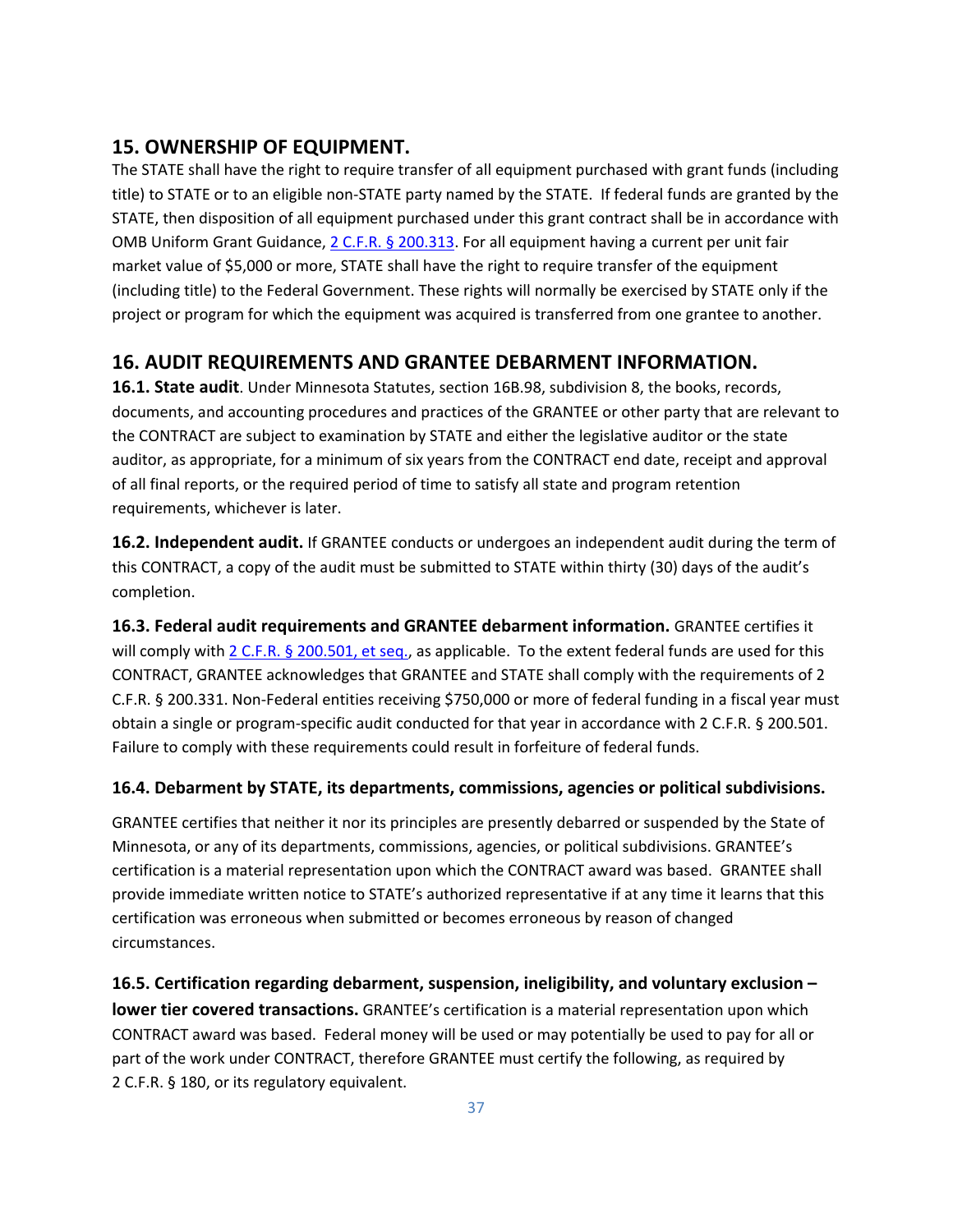## 15. OWNERSHIP OF EQUIPMENT.

The STATE shall have the right to require transfer of all equipment purchased with grant funds (including title) to STATE or to an eligible non-STATE party named by the STATE. If federal funds are granted by the STATE, then disposition of all equipment purchased under this grant contract shall be in accordance with OMB Uniform Grant Guidance, 2 C.F.R. § 200.313. For all equipment having a current per unit fair market value of $5,000 or more, STATE shall have the right to require transfer of the equipment (including title) to the Federal Government. These rights will normally be exercised by STATE only if the project or program for which the equipment was acquired is transferred from one grantee to another.

## 16. AUDIT REQUIREMENTS AND GRANTEE DEBARMENT INFORMATION.

**16.1. State audit**. Under Minnesota Statutes, section 16B.98, subdivision 8, the books, records, documents, and accounting procedures and practices of the GRANTEE or other party that are relevant to the CONTRACT are subject to examination by STATE and either the legislative auditor or the state auditor, as appropriate, for a minimum of six years from the CONTRACT end date, receipt and approval of all final reports, or the required period of time to satisfy all state and program retention requirements, whichever is later.

**16.2. Independent audit.** If GRANTEE conducts or undergoes an independent audit during the term of this CONTRACT, a copy of the audit must be submitted to STATE within thirty (30) days of the audit's completion.

**16.3. Federal audit requirements and GRANTEE debarment information.** GRANTEE certifies it will comply with 2 C.F.R. § 200.501, et seq., as applicable. To the extent federal funds are used for this CONTRACT, GRANTEE acknowledges that GRANTEE and STATE shall comply with the requirements of 2 C.F.R. § 200.331. Non-Federal entities receiving $750,000 or more of federal funding in a fiscal year must obtain a single or program-specific audit conducted for that year in accordance with 2 C.F.R. § 200.501. Failure to comply with these requirements could result in forfeiture of federal funds.

### 16.4. Debarment by STATE, its departments, commissions, agencies or political subdivisions.

GRANTEE certifies that neither it nor its principles are presently debarred or suspended by the State of Minnesota, or any of its departments, commissions, agencies, or political subdivisions. GRANTEE's certification is a material representation upon which the CONTRACT award was based. GRANTEE shall provide immediate written notice to STATE's authorized representative if at any time it learns that this certification was erroneous when submitted or becomes erroneous by reason of changed circumstances.

**16.5. Certification regarding debarment, suspension, ineligibility, and voluntary exclusion – lower tier covered transactions.** GRANTEE's certification is a material representation upon which CONTRACT award was based. Federal money will be used or may potentially be used to pay for all or part of the work under CONTRACT, therefore GRANTEE must certify the following, as required by 2 C.F.R. § 180, or its regulatory equivalent.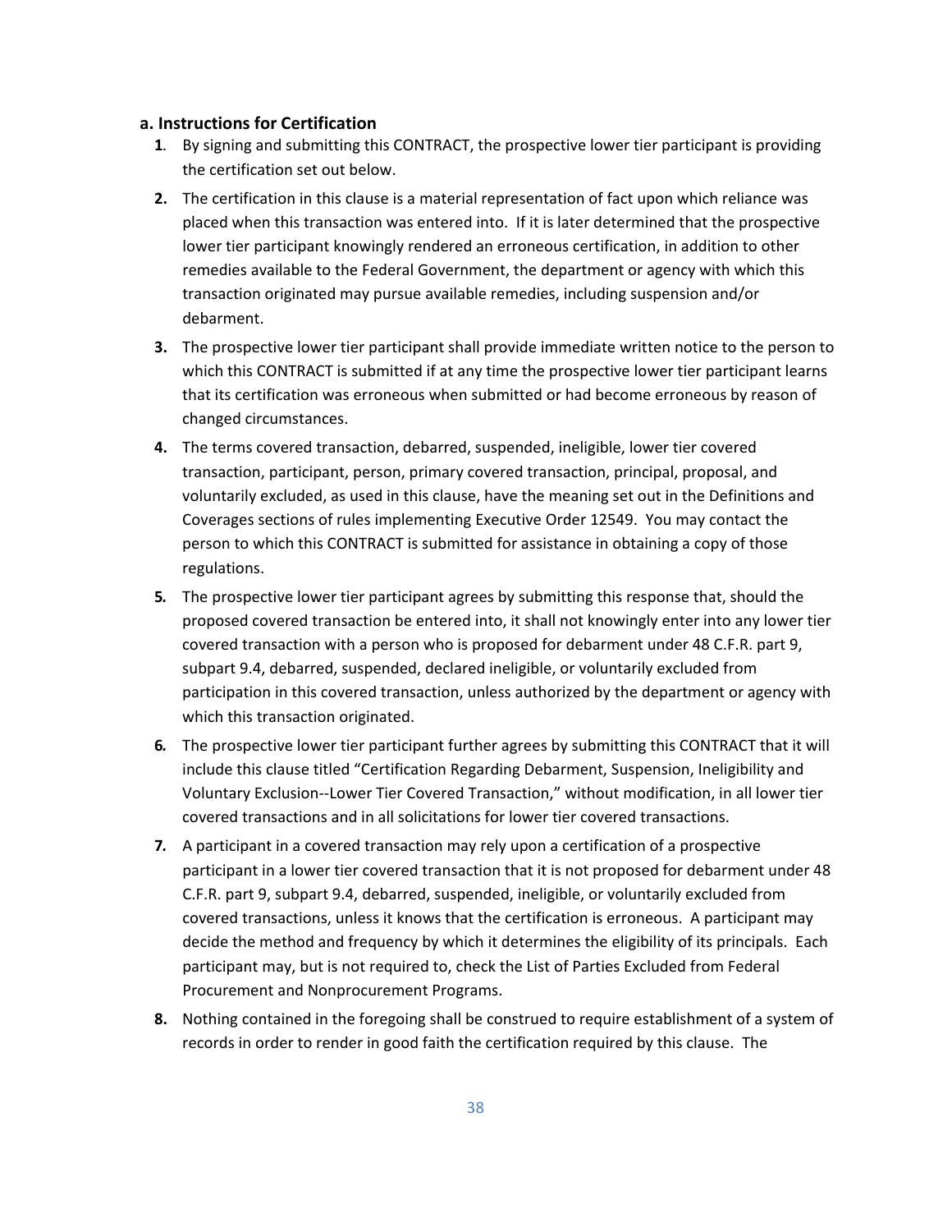### a. Instructions for Certification

1. By signing and submitting this CONTRACT, the prospective lower tier participant is providing the certification set out below.
2. The certification in this clause is a material representation of fact upon which reliance was placed when this transaction was entered into. If it is later determined that the prospective lower tier participant knowingly rendered an erroneous certification, in addition to other remedies available to the Federal Government, the department or agency with which this transaction originated may pursue available remedies, including suspension and/or debarment.
3. The prospective lower tier participant shall provide immediate written notice to the person to which this CONTRACT is submitted if at any time the prospective lower tier participant learns that its certification was erroneous when submitted or had become erroneous by reason of changed circumstances.
4. The terms covered transaction, debarred, suspended, ineligible, lower tier covered transaction, participant, person, primary covered transaction, principal, proposal, and voluntarily excluded, as used in this clause, have the meaning set out in the Definitions and Coverages sections of rules implementing Executive Order 12549. You may contact the person to which this CONTRACT is submitted for assistance in obtaining a copy of those regulations.
5. The prospective lower tier participant agrees by submitting this response that, should the proposed covered transaction be entered into, it shall not knowingly enter into any lower tier covered transaction with a person who is proposed for debarment under 48 C.F.R. part 9, subpart 9.4, debarred, suspended, declared ineligible, or voluntarily excluded from participation in this covered transaction, unless authorized by the department or agency with which this transaction originated.
6. The prospective lower tier participant further agrees by submitting this CONTRACT that it will include this clause titled "Certification Regarding Debarment, Suspension, Ineligibility and Voluntary Exclusion--Lower Tier Covered Transaction," without modification, in all lower tier covered transactions and in all solicitations for lower tier covered transactions.
7. A participant in a covered transaction may rely upon a certification of a prospective participant in a lower tier covered transaction that it is not proposed for debarment under 48 C.F.R. part 9, subpart 9.4, debarred, suspended, ineligible, or voluntarily excluded from covered transactions, unless it knows that the certification is erroneous. A participant may decide the method and frequency by which it determines the eligibility of its principals. Each participant may, but is not required to, check the List of Parties Excluded from Federal Procurement and Nonprocurement Programs.
8. Nothing contained in the foregoing shall be construed to require establishment of a system of records in order to render in good faith the certification required by this clause. The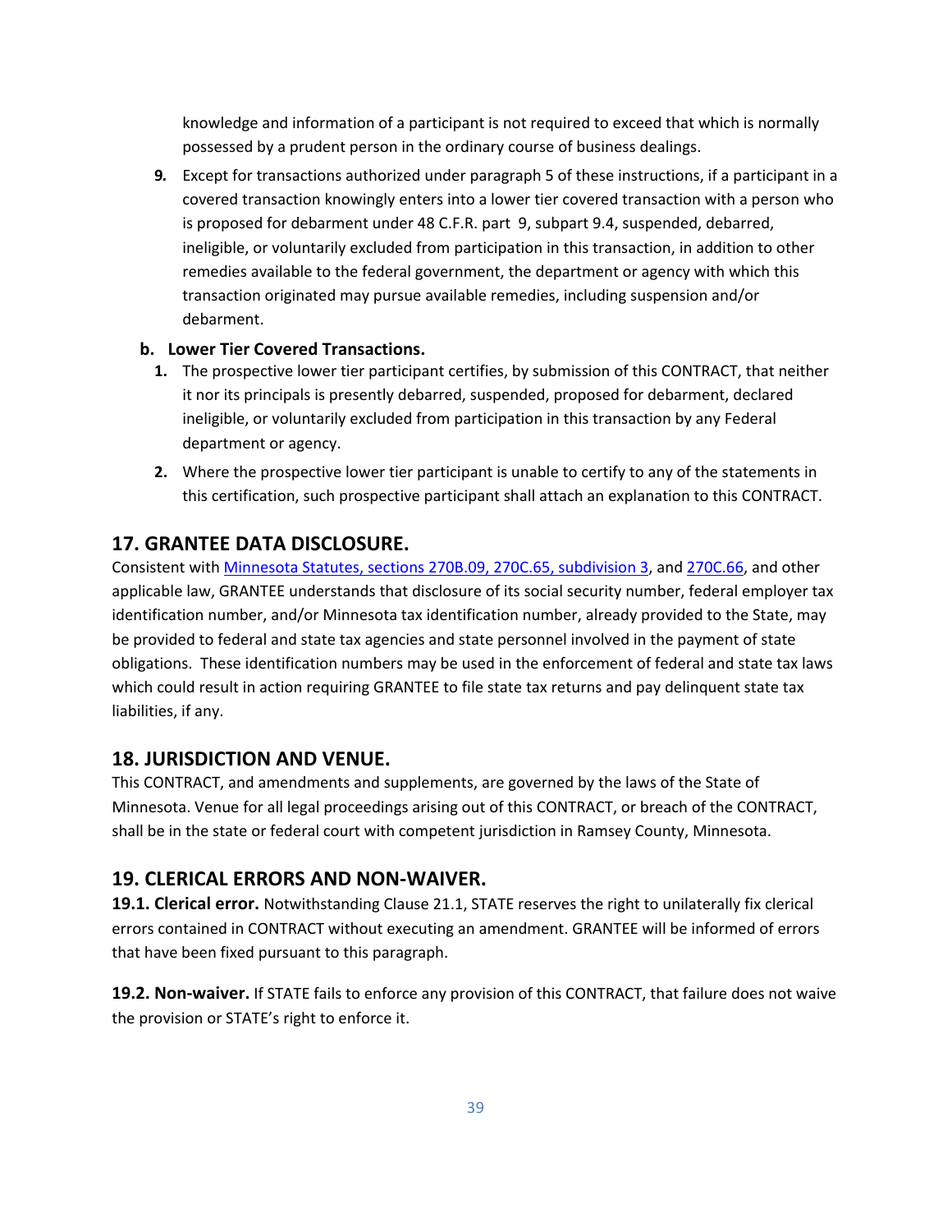knowledge and information of a participant is not required to exceed that which is normally possessed by a prudent person in the ordinary course of business dealings.

**9.** Except for transactions authorized under paragraph 5 of these instructions, if a participant in a covered transaction knowingly enters into a lower tier covered transaction with a person who is proposed for debarment under 48 C.F.R. part 9, subpart 9.4, suspended, debarred, ineligible, or voluntarily excluded from participation in this transaction, in addition to other remedies available to the federal government, the department or agency with which this transaction originated may pursue available remedies, including suspension and/or debarment.

**b. Lower Tier Covered Transactions.**

1. The prospective lower tier participant certifies, by submission of this CONTRACT, that neither it nor its principals is presently debarred, suspended, proposed for debarment, declared ineligible, or voluntarily excluded from participation in this transaction by any Federal department or agency.
2. Where the prospective lower tier participant is unable to certify to any of the statements in this certification, such prospective participant shall attach an explanation to this CONTRACT.

## 17. GRANTEE DATA DISCLOSURE.

Consistent with Minnesota Statutes, sections 270B.09, 270C.65, subdivision 3, and 270C.66, and other applicable law, GRANTEE understands that disclosure of its social security number, federal employer tax identification number, and/or Minnesota tax identification number, already provided to the State, may be provided to federal and state tax agencies and state personnel involved in the payment of state obligations. These identification numbers may be used in the enforcement of federal and state tax laws which could result in action requiring GRANTEE to file state tax returns and pay delinquent state tax liabilities, if any.

## 18. JURISDICTION AND VENUE.

This CONTRACT, and amendments and supplements, are governed by the laws of the State of Minnesota. Venue for all legal proceedings arising out of this CONTRACT, or breach of the CONTRACT, shall be in the state or federal court with competent jurisdiction in Ramsey County, Minnesota.

## 19. CLERICAL ERRORS AND NON-WAIVER.

**19.1. Clerical error.** Notwithstanding Clause 21.1, STATE reserves the right to unilaterally fix clerical errors contained in CONTRACT without executing an amendment. GRANTEE will be informed of errors that have been fixed pursuant to this paragraph.

**19.2. Non-waiver.** If STATE fails to enforce any provision of this CONTRACT, that failure does not waive the provision or STATE's right to enforce it.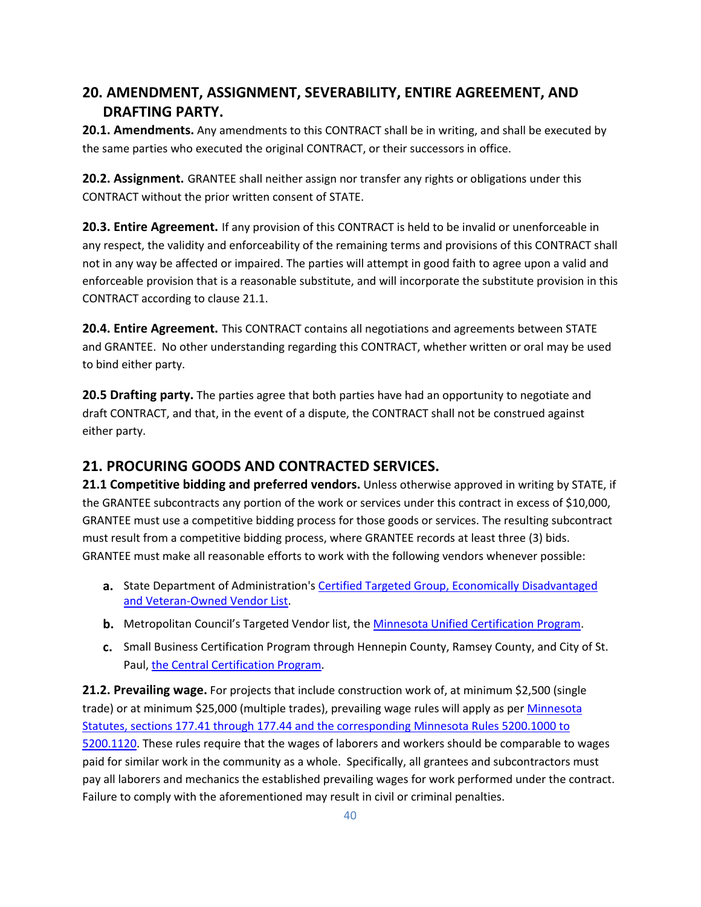## 20. AMENDMENT, ASSIGNMENT, SEVERABILITY, ENTIRE AGREEMENT, AND DRAFTING PARTY.

**20.1. Amendments.** Any amendments to this CONTRACT shall be in writing, and shall be executed by the same parties who executed the original CONTRACT, or their successors in office.

**20.2. Assignment.** GRANTEE shall neither assign nor transfer any rights or obligations under this CONTRACT without the prior written consent of STATE.

**20.3. Entire Agreement.** If any provision of this CONTRACT is held to be invalid or unenforceable in any respect, the validity and enforceability of the remaining terms and provisions of this CONTRACT shall not in any way be affected or impaired. The parties will attempt in good faith to agree upon a valid and enforceable provision that is a reasonable substitute, and will incorporate the substitute provision in this CONTRACT according to clause 21.1.

**20.4. Entire Agreement.** This CONTRACT contains all negotiations and agreements between STATE and GRANTEE. No other understanding regarding this CONTRACT, whether written or oral may be used to bind either party.

**20.5 Drafting party.** The parties agree that both parties have had an opportunity to negotiate and draft CONTRACT, and that, in the event of a dispute, the CONTRACT shall not be construed against either party.

## 21. PROCURING GOODS AND CONTRACTED SERVICES.

**21.1 Competitive bidding and preferred vendors.** Unless otherwise approved in writing by STATE, if the GRANTEE subcontracts any portion of the work or services under this contract in excess of $10,000, GRANTEE must use a competitive bidding process for those goods or services. The resulting subcontract must result from a competitive bidding process, where GRANTEE records at least three (3) bids. GRANTEE must make all reasonable efforts to work with the following vendors whenever possible:

a. State Department of Administration's Certified Targeted Group, Economically Disadvantaged and Veteran-Owned Vendor List.
b. Metropolitan Council's Targeted Vendor list, the Minnesota Unified Certification Program.
c. Small Business Certification Program through Hennepin County, Ramsey County, and City of St. Paul, the Central Certification Program.

**21.2. Prevailing wage.** For projects that include construction work of, at minimum $2,500 (single trade) or at minimum $25,000 (multiple trades), prevailing wage rules will apply as per Minnesota Statutes, sections 177.41 through 177.44 and the corresponding Minnesota Rules 5200.1000 to 5200.1120. These rules require that the wages of laborers and workers should be comparable to wages paid for similar work in the community as a whole. Specifically, all grantees and subcontractors must pay all laborers and mechanics the established prevailing wages for work performed under the contract. Failure to comply with the aforementioned may result in civil or criminal penalties.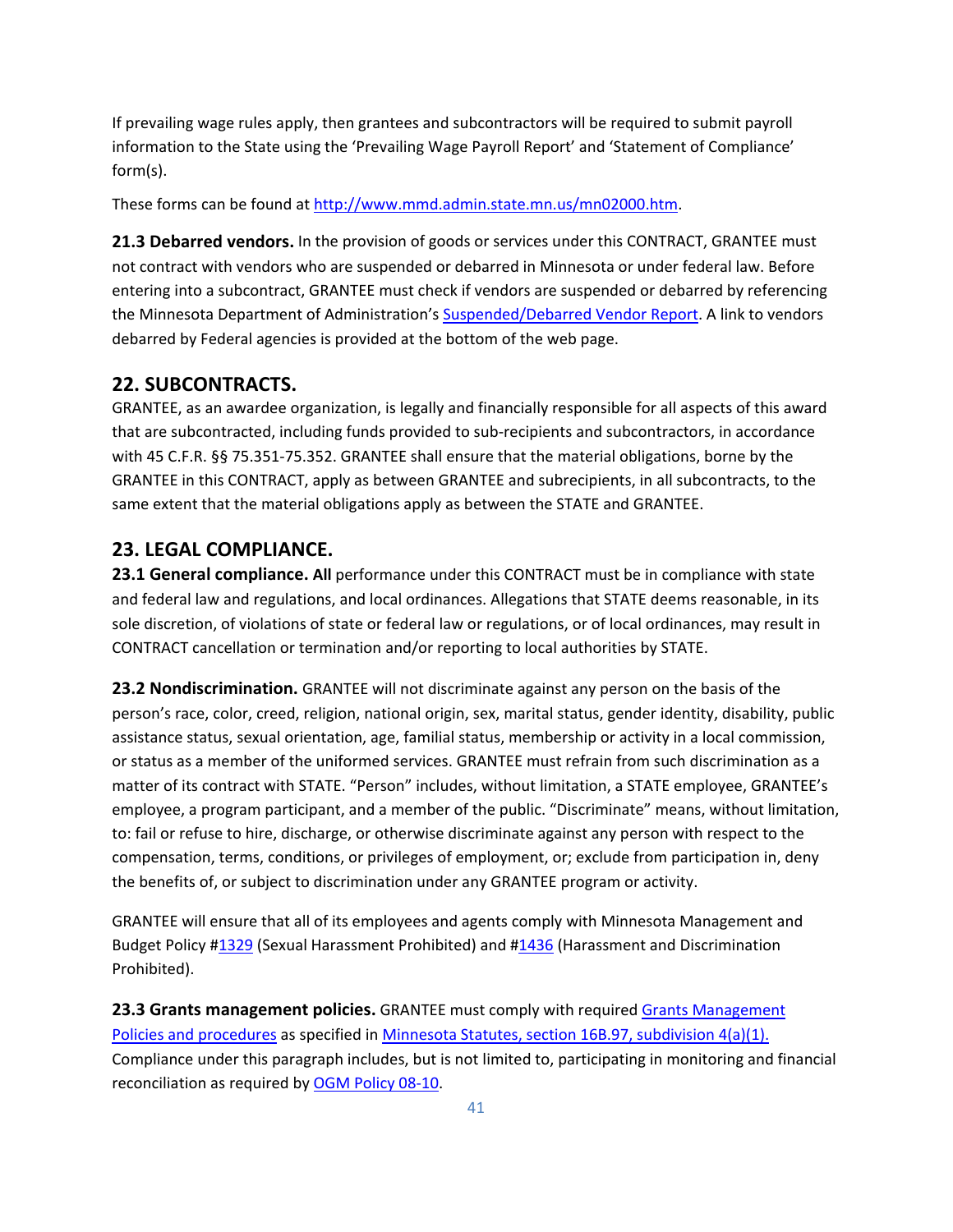If prevailing wage rules apply, then grantees and subcontractors will be required to submit payroll information to the State using the 'Prevailing Wage Payroll Report' and 'Statement of Compliance' form(s).

These forms can be found at [http://www.mmd.admin.state.mn.us/mn02000.htm](http://www.mmd.admin.state.mn.us/mn02000.htm).

**21.3 Debarred vendors.** In the provision of goods or services under this CONTRACT, GRANTEE must not contract with vendors who are suspended or debarred in Minnesota or under federal law. Before entering into a subcontract, GRANTEE must check if vendors are suspended or debarred by referencing the Minnesota Department of Administration's [Suspended/Debarred Vendor Report](). A link to vendors debarred by Federal agencies is provided at the bottom of the web page.

## 22. SUBCONTRACTS.

GRANTEE, as an awardee organization, is legally and financially responsible for all aspects of this award that are subcontracted, including funds provided to sub-recipients and subcontractors, in accordance with 45 C.F.R. §§ 75.351-75.352. GRANTEE shall ensure that the material obligations, borne by the GRANTEE in this CONTRACT, apply as between GRANTEE and subrecipients, in all subcontracts, to the same extent that the material obligations apply as between the STATE and GRANTEE.

## 23. LEGAL COMPLIANCE.

**23.1 General compliance. All** performance under this CONTRACT must be in compliance with state and federal law and regulations, and local ordinances. Allegations that STATE deems reasonable, in its sole discretion, of violations of state or federal law or regulations, or of local ordinances, may result in CONTRACT cancellation or termination and/or reporting to local authorities by STATE.

**23.2 Nondiscrimination.** GRANTEE will not discriminate against any person on the basis of the person's race, color, creed, religion, national origin, sex, marital status, gender identity, disability, public assistance status, sexual orientation, age, familial status, membership or activity in a local commission, or status as a member of the uniformed services. GRANTEE must refrain from such discrimination as a matter of its contract with STATE. "Person" includes, without limitation, a STATE employee, GRANTEE's employee, a program participant, and a member of the public. "Discriminate" means, without limitation, to: fail or refuse to hire, discharge, or otherwise discriminate against any person with respect to the compensation, terms, conditions, or privileges of employment, or; exclude from participation in, deny the benefits of, or subject to discrimination under any GRANTEE program or activity.

GRANTEE will ensure that all of its employees and agents comply with Minnesota Management and Budget Policy #[1329]() (Sexual Harassment Prohibited) and #[1436]() (Harassment and Discrimination Prohibited).

**23.3 Grants management policies.** GRANTEE must comply with required [Grants Management Policies and procedures]() as specified in [Minnesota Statutes, section 16B.97, subdivision 4(a)(1).]() Compliance under this paragraph includes, but is not limited to, participating in monitoring and financial reconciliation as required by [OGM Policy 08-10]().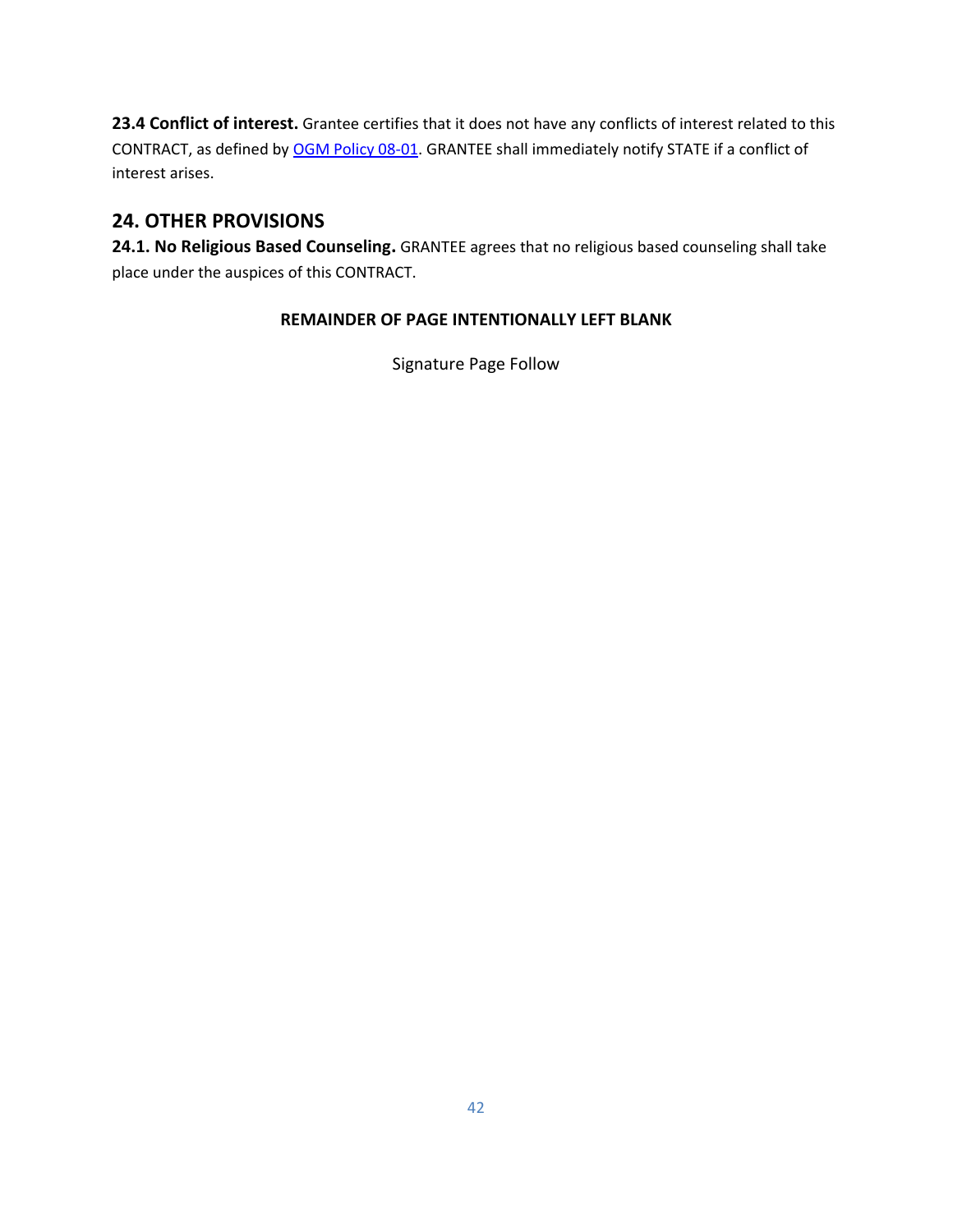**23.4 Conflict of interest.** Grantee certifies that it does not have any conflicts of interest related to this CONTRACT, as defined by OGM Policy 08-01. GRANTEE shall immediately notify STATE if a conflict of interest arises.

## 24. OTHER PROVISIONS

**24.1. No Religious Based Counseling.** GRANTEE agrees that no religious based counseling shall take place under the auspices of this CONTRACT.

**REMAINDER OF PAGE INTENTIONALLY LEFT BLANK**

Signature Page Follow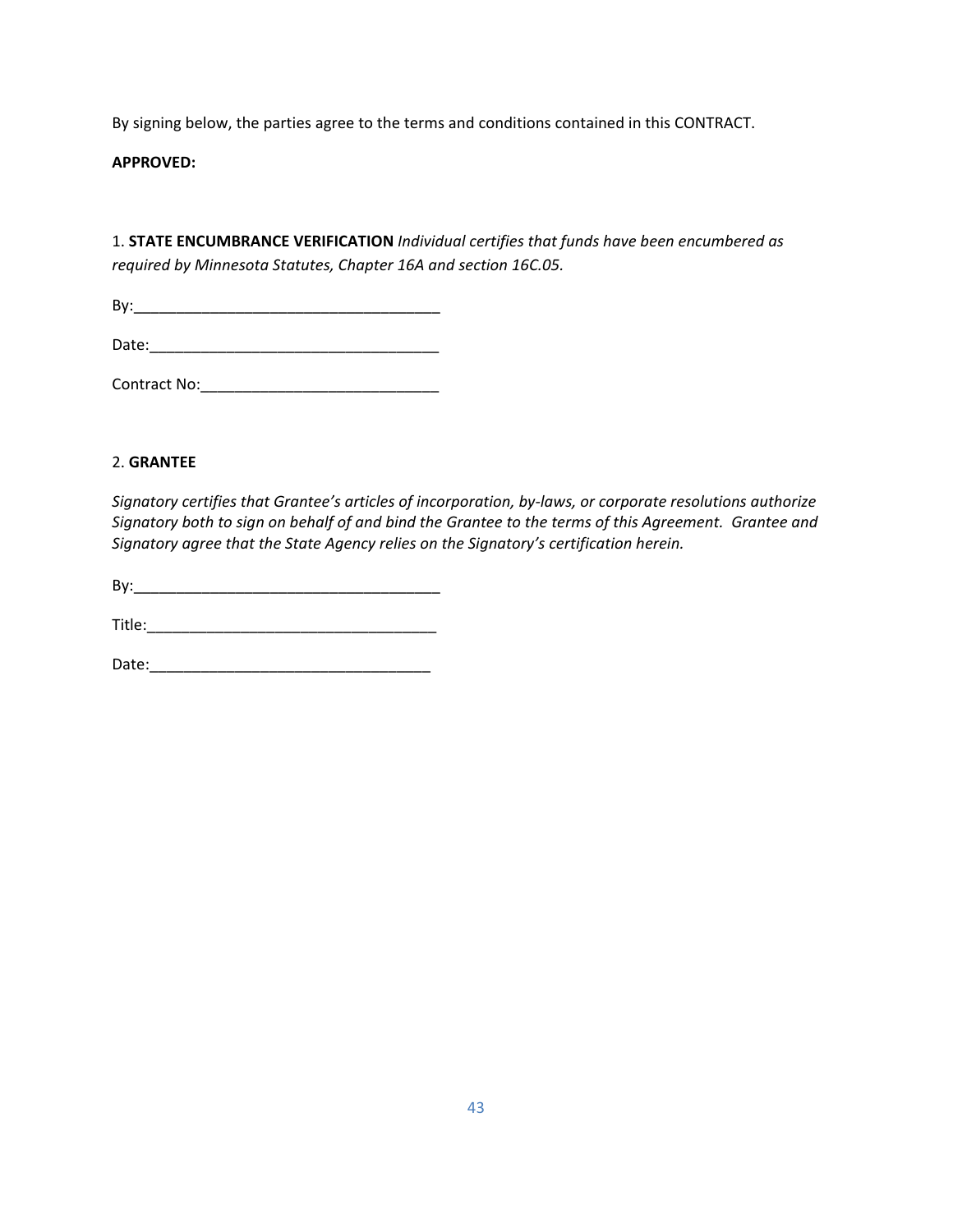By signing below, the parties agree to the terms and conditions contained in this CONTRACT.

**APPROVED:**

1. **STATE ENCUMBRANCE VERIFICATION** *Individual certifies that funds have been encumbered as required by Minnesota Statutes, Chapter 16A and section 16C.05.*

By:____________________________________

Date:__________________________________

Contract No:____________________________

2. **GRANTEE**

*Signatory certifies that Grantee's articles of incorporation, by-laws, or corporate resolutions authorize Signatory both to sign on behalf of and bind the Grantee to the terms of this Agreement. Grantee and Signatory agree that the State Agency relies on the Signatory's certification herein.*

By:____________________________________

Title:__________________________________

Date:_________________________________